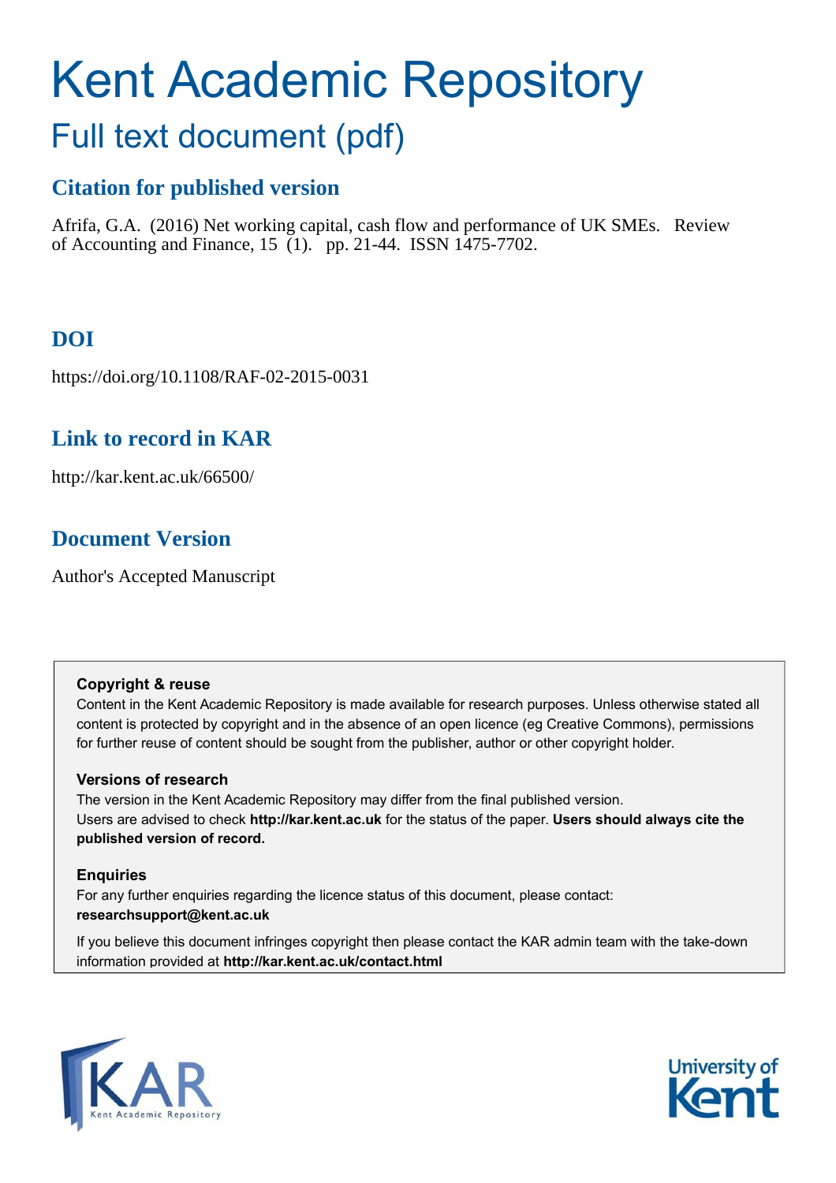# Kent Academic Repository

## Full text document (pdf)

### Citation for published version

Afrifa, G.A. (2016) Net working capital, cash flow and performance of UK SMEs. Review of Accounting and Finance, 15 (1). pp. 21-44. ISSN 1475-7702.

### DOI

https://doi.org/10.1108/RAF-02-2015-0031

### Link to record in KAR

http://kar.kent.ac.uk/66500/

### Document Version

Author's Accepted Manuscript

**Copyright & reuse**

Content in the Kent Academic Repository is made available for research purposes. Unless otherwise stated all content is protected by copyright and in the absence of an open licence (eg Creative Commons), permissions for further reuse of content should be sought from the publisher, author or other copyright holder.

**Versions of research**

The version in the Kent Academic Repository may differ from the final published version.
Users are advised to check **http://kar.kent.ac.uk** for the status of the paper. **Users should always cite the published version of record.**

**Enquiries**

For any further enquiries regarding the licence status of this document, please contact:
**researchsupport@kent.ac.uk**

If you believe this document infringes copyright then please contact the KAR admin team with the take-down information provided at **http://kar.kent.ac.uk/contact.html**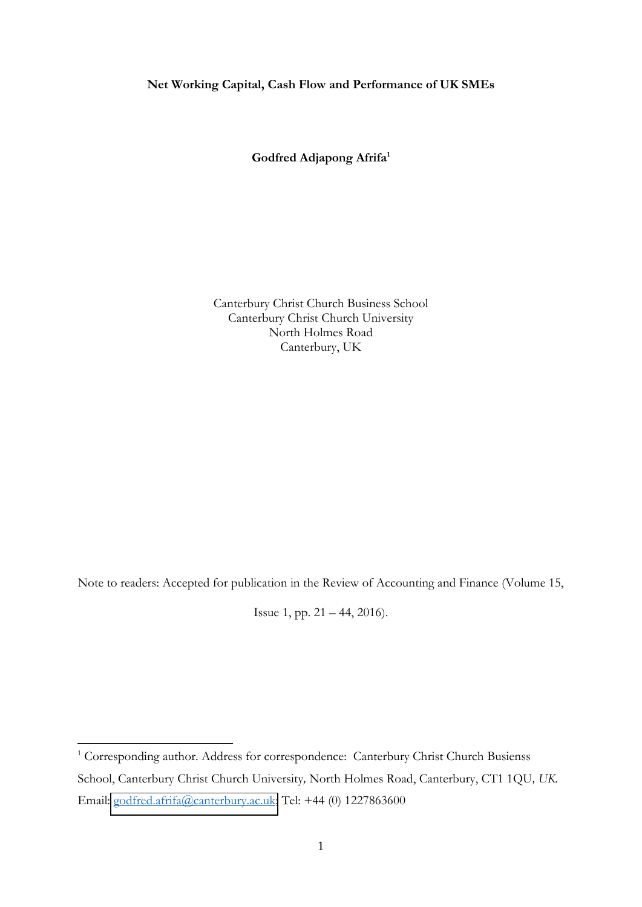**Net Working Capital, Cash Flow and Performance of UK SMEs**

**Godfred Adjapong Afrifa**[1]

Canterbury Christ Church Business School
Canterbury Christ Church University
North Holmes Road
Canterbury, UK

Note to readers: Accepted for publication in the Review of Accounting and Finance (Volume 15, Issue 1, pp. 21 – 44, 2016).

---

[1] Corresponding author. Address for correspondence: Canterbury Christ Church Busienss School, Canterbury Christ Church University*,* North Holmes Road, Canterbury, CT1 1QU*, UK.* Email: godfred.afrifa@canterbury.ac.uk; Tel: +44 (0) 1227863600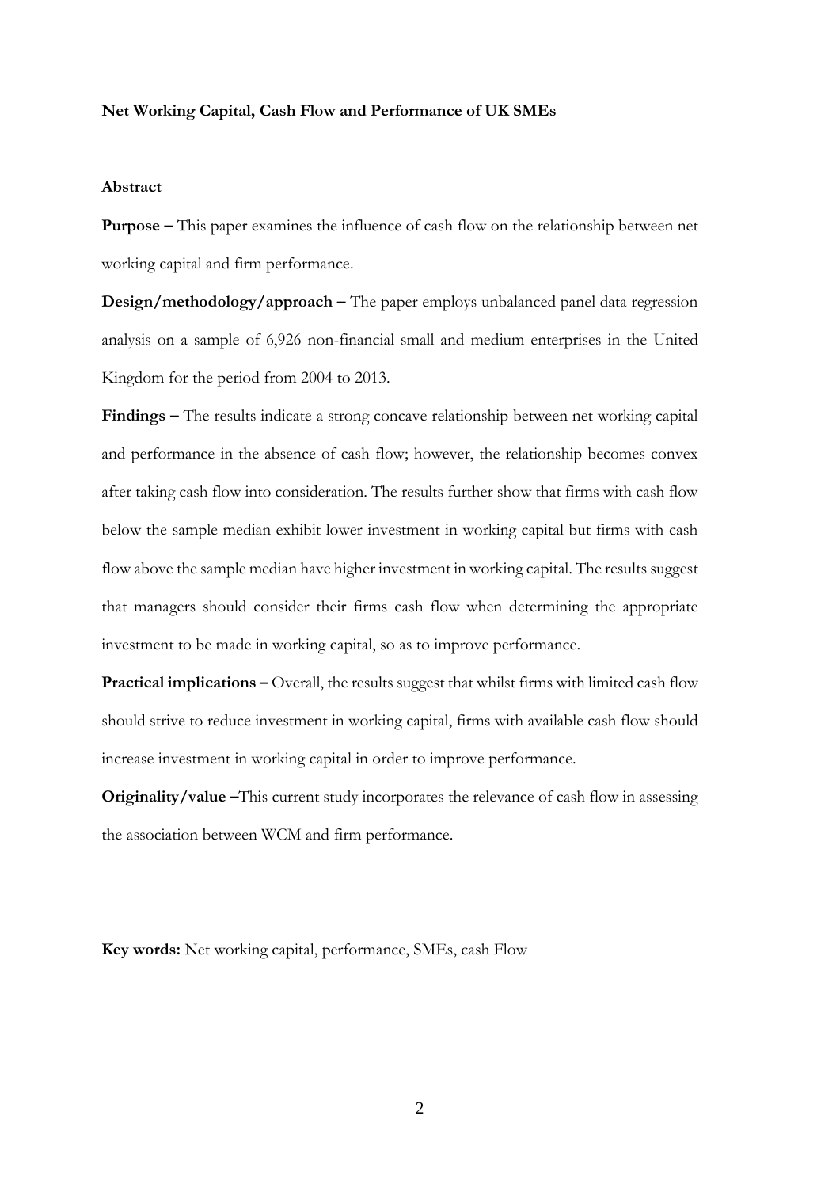**Net Working Capital, Cash Flow and Performance of UK SMEs**

**Abstract**

**Purpose –** This paper examines the influence of cash flow on the relationship between net working capital and firm performance.

**Design/methodology/approach –** The paper employs unbalanced panel data regression analysis on a sample of 6,926 non-financial small and medium enterprises in the United Kingdom for the period from 2004 to 2013.

**Findings –** The results indicate a strong concave relationship between net working capital and performance in the absence of cash flow; however, the relationship becomes convex after taking cash flow into consideration. The results further show that firms with cash flow below the sample median exhibit lower investment in working capital but firms with cash flow above the sample median have higher investment in working capital. The results suggest that managers should consider their firms cash flow when determining the appropriate investment to be made in working capital, so as to improve performance.

**Practical implications –** Overall, the results suggest that whilst firms with limited cash flow should strive to reduce investment in working capital, firms with available cash flow should increase investment in working capital in order to improve performance.

**Originality/value –**This current study incorporates the relevance of cash flow in assessing the association between WCM and firm performance.

**Key words:** Net working capital, performance, SMEs, cash Flow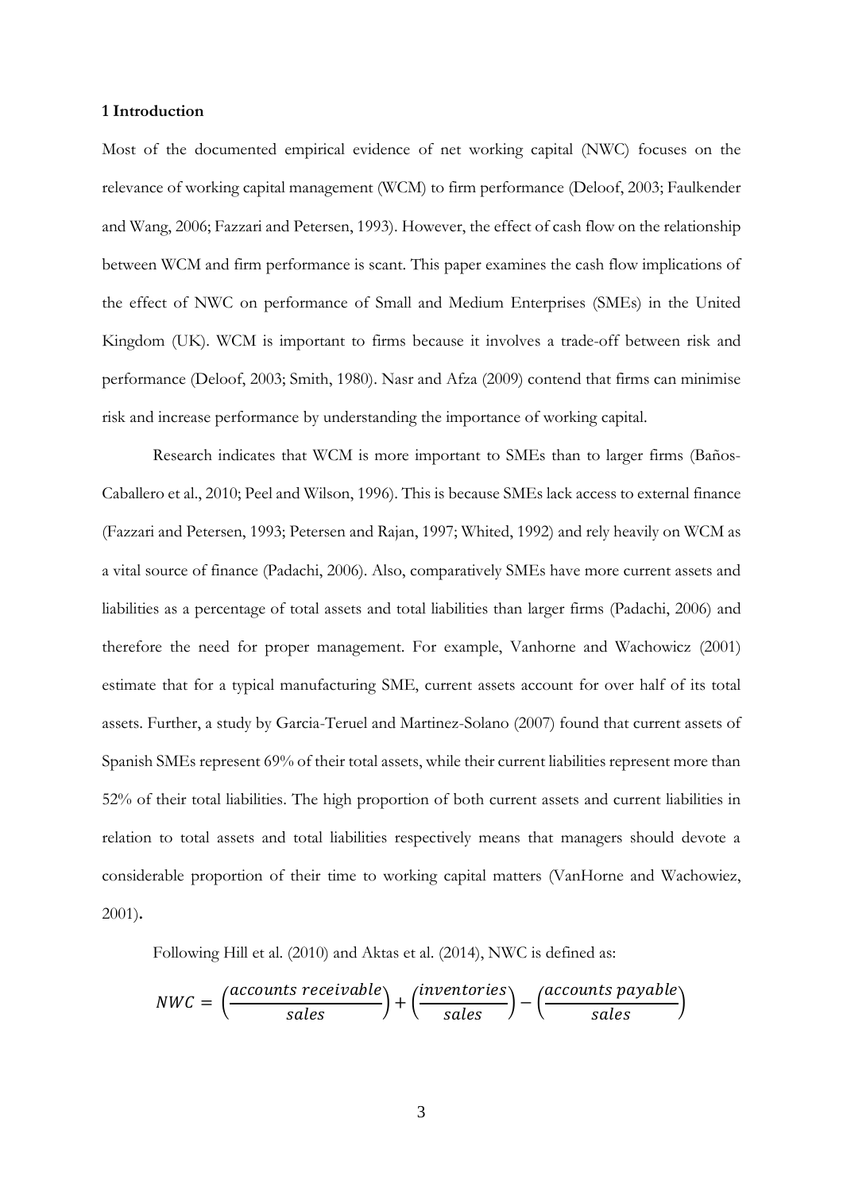## 1 Introduction

Most of the documented empirical evidence of net working capital (NWC) focuses on the relevance of working capital management (WCM) to firm performance (Deloof, 2003; Faulkender and Wang, 2006; Fazzari and Petersen, 1993). However, the effect of cash flow on the relationship between WCM and firm performance is scant. This paper examines the cash flow implications of the effect of NWC on performance of Small and Medium Enterprises (SMEs) in the United Kingdom (UK). WCM is important to firms because it involves a trade-off between risk and performance (Deloof, 2003; Smith, 1980). Nasr and Afza (2009) contend that firms can minimise risk and increase performance by understanding the importance of working capital.

Research indicates that WCM is more important to SMEs than to larger firms (Baños-Caballero et al., 2010; Peel and Wilson, 1996). This is because SMEs lack access to external finance (Fazzari and Petersen, 1993; Petersen and Rajan, 1997; Whited, 1992) and rely heavily on WCM as a vital source of finance (Padachi, 2006). Also, comparatively SMEs have more current assets and liabilities as a percentage of total assets and total liabilities than larger firms (Padachi, 2006) and therefore the need for proper management. For example, Vanhorne and Wachowicz (2001) estimate that for a typical manufacturing SME, current assets account for over half of its total assets. Further, a study by Garcia-Teruel and Martinez-Solano (2007) found that current assets of Spanish SMEs represent 69% of their total assets, while their current liabilities represent more than 52% of their total liabilities. The high proportion of both current assets and current liabilities in relation to total assets and total liabilities respectively means that managers should devote a considerable proportion of their time to working capital matters (VanHorne and Wachowiez, 2001).

Following Hill et al. (2010) and Aktas et al. (2014), NWC is defined as:

$$NWC = \left(\frac{accounts\ receivable}{sales}\right) + \left(\frac{inventories}{sales}\right) - \left(\frac{accounts\ payable}{sales}\right)$$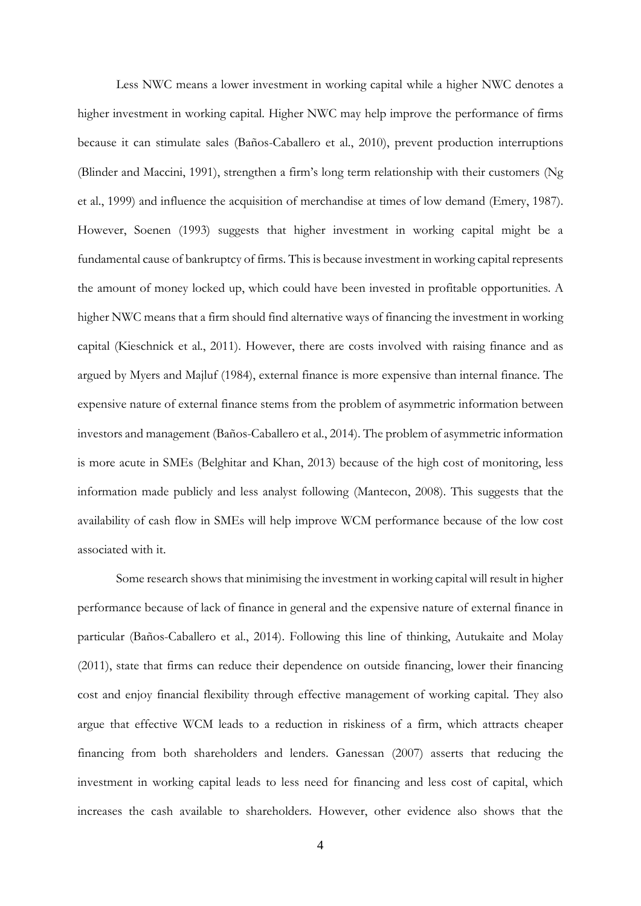Less NWC means a lower investment in working capital while a higher NWC denotes a higher investment in working capital. Higher NWC may help improve the performance of firms because it can stimulate sales (Baños-Caballero et al., 2010), prevent production interruptions (Blinder and Maccini, 1991), strengthen a firm's long term relationship with their customers (Ng et al., 1999) and influence the acquisition of merchandise at times of low demand (Emery, 1987). However, Soenen (1993) suggests that higher investment in working capital might be a fundamental cause of bankruptcy of firms. This is because investment in working capital represents the amount of money locked up, which could have been invested in profitable opportunities. A higher NWC means that a firm should find alternative ways of financing the investment in working capital (Kieschnick et al., 2011). However, there are costs involved with raising finance and as argued by Myers and Majluf (1984), external finance is more expensive than internal finance. The expensive nature of external finance stems from the problem of asymmetric information between investors and management (Baños-Caballero et al., 2014). The problem of asymmetric information is more acute in SMEs (Belghitar and Khan, 2013) because of the high cost of monitoring, less information made publicly and less analyst following (Mantecon, 2008). This suggests that the availability of cash flow in SMEs will help improve WCM performance because of the low cost associated with it.

Some research shows that minimising the investment in working capital will result in higher performance because of lack of finance in general and the expensive nature of external finance in particular (Baños-Caballero et al., 2014). Following this line of thinking, Autukaite and Molay (2011), state that firms can reduce their dependence on outside financing, lower their financing cost and enjoy financial flexibility through effective management of working capital. They also argue that effective WCM leads to a reduction in riskiness of a firm, which attracts cheaper financing from both shareholders and lenders. Ganessan (2007) asserts that reducing the investment in working capital leads to less need for financing and less cost of capital, which increases the cash available to shareholders. However, other evidence also shows that the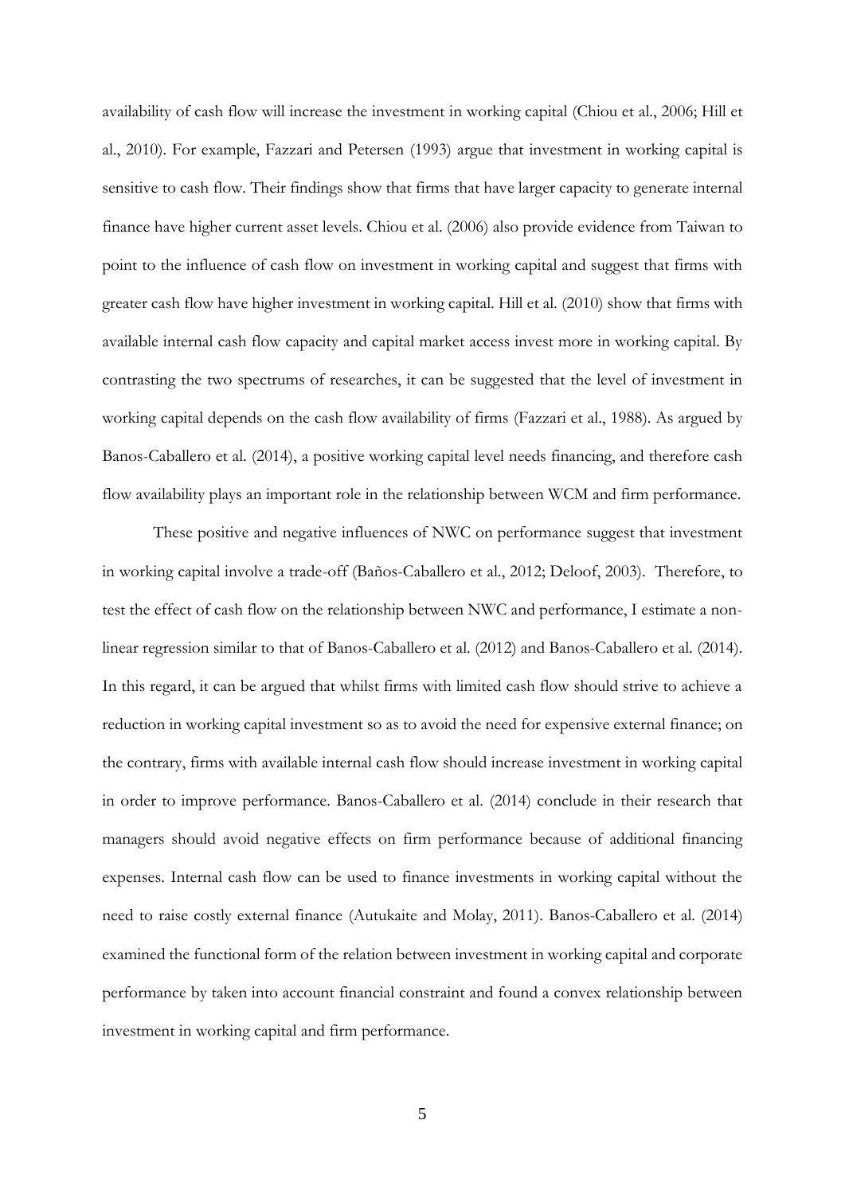availability of cash flow will increase the investment in working capital (Chiou et al., 2006; Hill et al., 2010). For example, Fazzari and Petersen (1993) argue that investment in working capital is sensitive to cash flow. Their findings show that firms that have larger capacity to generate internal finance have higher current asset levels. Chiou et al. (2006) also provide evidence from Taiwan to point to the influence of cash flow on investment in working capital and suggest that firms with greater cash flow have higher investment in working capital. Hill et al. (2010) show that firms with available internal cash flow capacity and capital market access invest more in working capital. By contrasting the two spectrums of researches, it can be suggested that the level of investment in working capital depends on the cash flow availability of firms (Fazzari et al., 1988). As argued by Banos-Caballero et al. (2014), a positive working capital level needs financing, and therefore cash flow availability plays an important role in the relationship between WCM and firm performance.

These positive and negative influences of NWC on performance suggest that investment in working capital involve a trade-off (Baños-Caballero et al., 2012; Deloof, 2003). Therefore, to test the effect of cash flow on the relationship between NWC and performance, I estimate a non-linear regression similar to that of Banos-Caballero et al. (2012) and Banos-Caballero et al. (2014). In this regard, it can be argued that whilst firms with limited cash flow should strive to achieve a reduction in working capital investment so as to avoid the need for expensive external finance; on the contrary, firms with available internal cash flow should increase investment in working capital in order to improve performance. Banos-Caballero et al. (2014) conclude in their research that managers should avoid negative effects on firm performance because of additional financing expenses. Internal cash flow can be used to finance investments in working capital without the need to raise costly external finance (Autukaite and Molay, 2011). Banos-Caballero et al. (2014) examined the functional form of the relation between investment in working capital and corporate performance by taken into account financial constraint and found a convex relationship between investment in working capital and firm performance.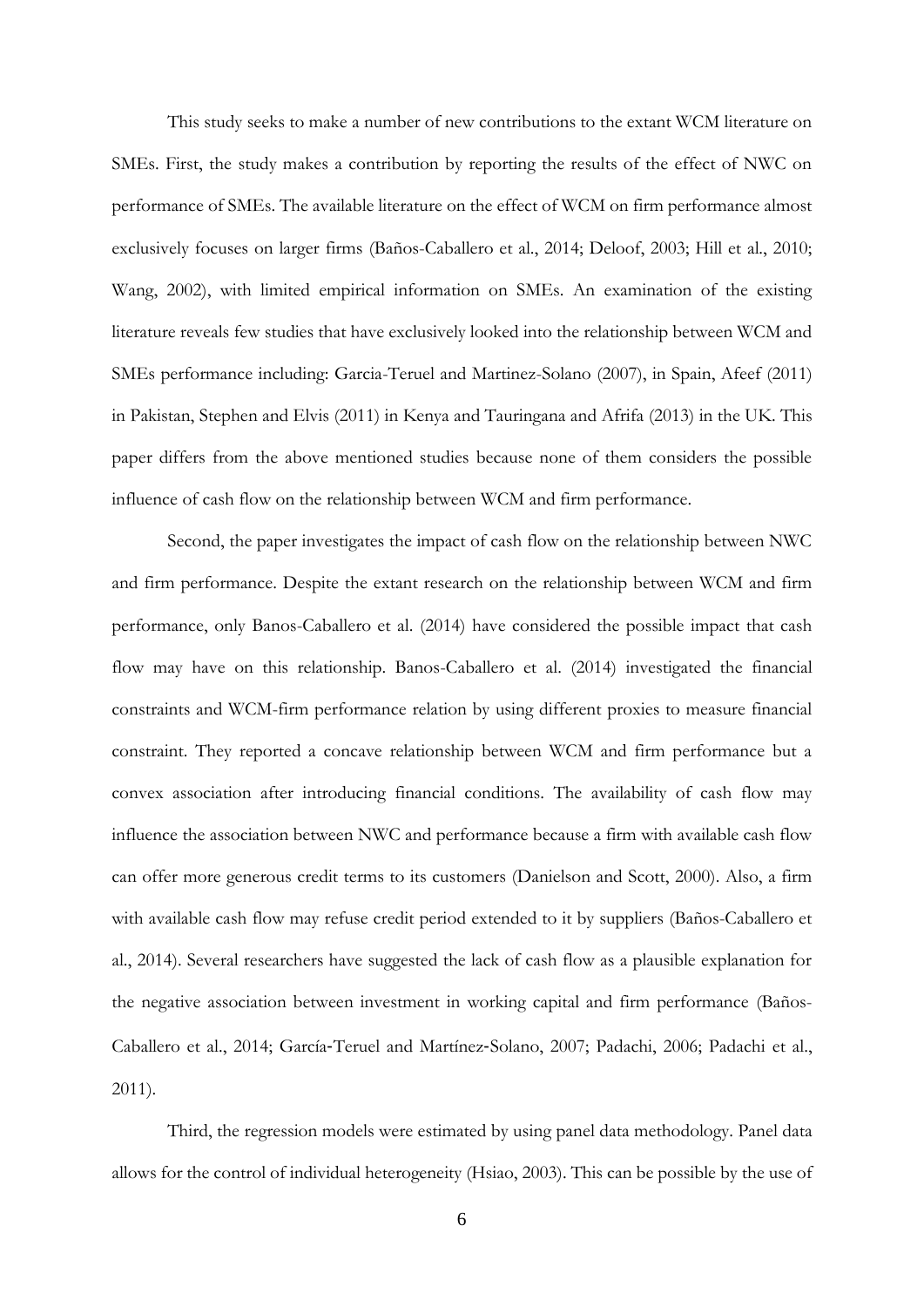This study seeks to make a number of new contributions to the extant WCM literature on SMEs. First, the study makes a contribution by reporting the results of the effect of NWC on performance of SMEs. The available literature on the effect of WCM on firm performance almost exclusively focuses on larger firms (Baños-Caballero et al., 2014; Deloof, 2003; Hill et al., 2010; Wang, 2002), with limited empirical information on SMEs. An examination of the existing literature reveals few studies that have exclusively looked into the relationship between WCM and SMEs performance including: Garcia-Teruel and Martinez-Solano (2007), in Spain, Afeef (2011) in Pakistan, Stephen and Elvis (2011) in Kenya and Tauringana and Afrifa (2013) in the UK. This paper differs from the above mentioned studies because none of them considers the possible influence of cash flow on the relationship between WCM and firm performance.

Second, the paper investigates the impact of cash flow on the relationship between NWC and firm performance. Despite the extant research on the relationship between WCM and firm performance, only Banos-Caballero et al. (2014) have considered the possible impact that cash flow may have on this relationship. Banos-Caballero et al. (2014) investigated the financial constraints and WCM-firm performance relation by using different proxies to measure financial constraint. They reported a concave relationship between WCM and firm performance but a convex association after introducing financial conditions. The availability of cash flow may influence the association between NWC and performance because a firm with available cash flow can offer more generous credit terms to its customers (Danielson and Scott, 2000). Also, a firm with available cash flow may refuse credit period extended to it by suppliers (Baños-Caballero et al., 2014). Several researchers have suggested the lack of cash flow as a plausible explanation for the negative association between investment in working capital and firm performance (Baños-Caballero et al., 2014; García-Teruel and Martínez-Solano, 2007; Padachi, 2006; Padachi et al., 2011).

Third, the regression models were estimated by using panel data methodology. Panel data allows for the control of individual heterogeneity (Hsiao, 2003). This can be possible by the use of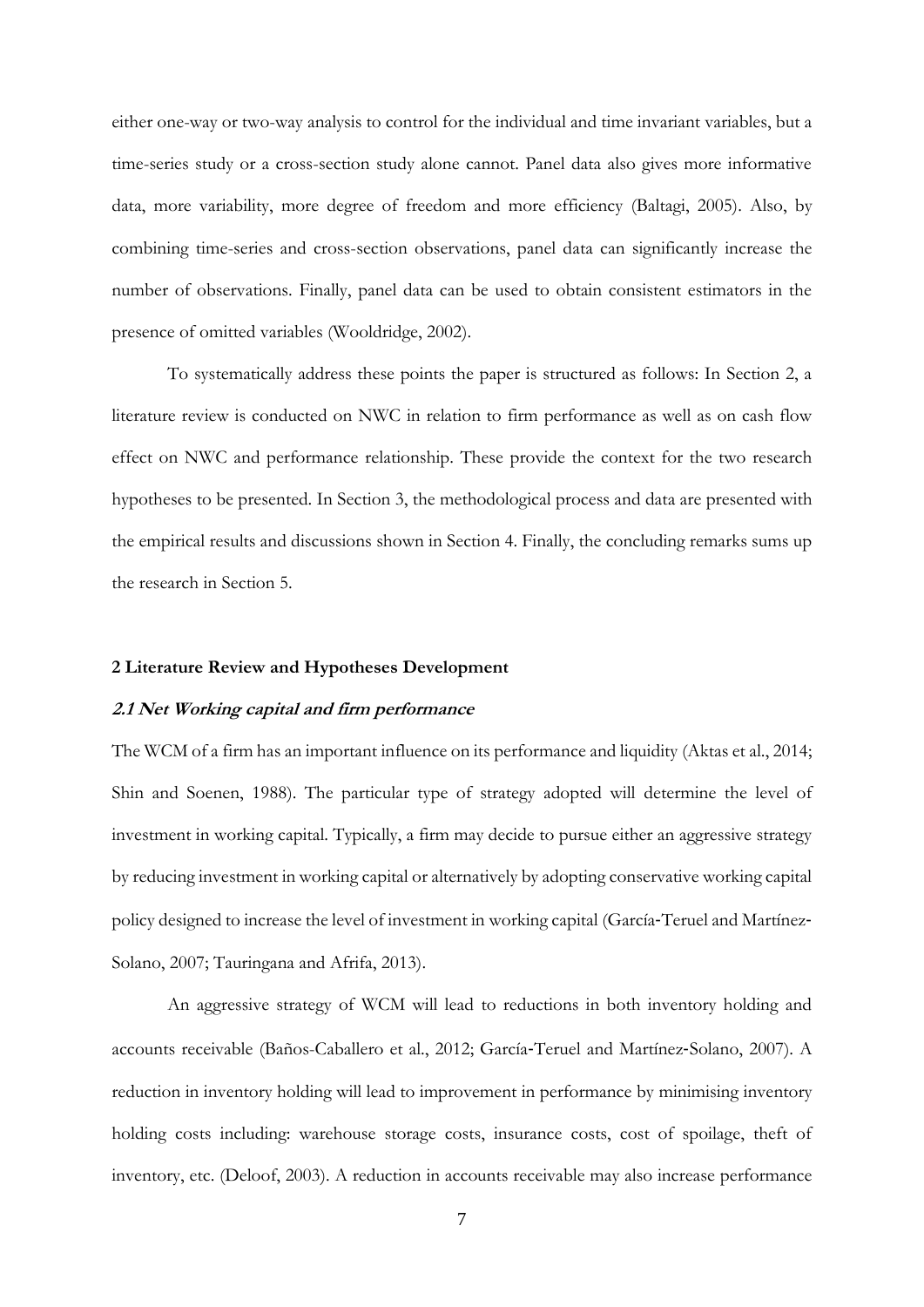either one-way or two-way analysis to control for the individual and time invariant variables, but a time-series study or a cross-section study alone cannot. Panel data also gives more informative data, more variability, more degree of freedom and more efficiency (Baltagi, 2005). Also, by combining time-series and cross-section observations, panel data can significantly increase the number of observations. Finally, panel data can be used to obtain consistent estimators in the presence of omitted variables (Wooldridge, 2002).

To systematically address these points the paper is structured as follows: In Section 2, a literature review is conducted on NWC in relation to firm performance as well as on cash flow effect on NWC and performance relationship. These provide the context for the two research hypotheses to be presented. In Section 3, the methodological process and data are presented with the empirical results and discussions shown in Section 4. Finally, the concluding remarks sums up the research in Section 5.

## 2 Literature Review and Hypotheses Development

### *2.1 Net Working capital and firm performance*

The WCM of a firm has an important influence on its performance and liquidity (Aktas et al., 2014; Shin and Soenen, 1988). The particular type of strategy adopted will determine the level of investment in working capital. Typically, a firm may decide to pursue either an aggressive strategy by reducing investment in working capital or alternatively by adopting conservative working capital policy designed to increase the level of investment in working capital (García-Teruel and Martínez-Solano, 2007; Tauringana and Afrifa, 2013).

An aggressive strategy of WCM will lead to reductions in both inventory holding and accounts receivable (Baños-Caballero et al., 2012; García-Teruel and Martínez-Solano, 2007). A reduction in inventory holding will lead to improvement in performance by minimising inventory holding costs including: warehouse storage costs, insurance costs, cost of spoilage, theft of inventory, etc. (Deloof, 2003). A reduction in accounts receivable may also increase performance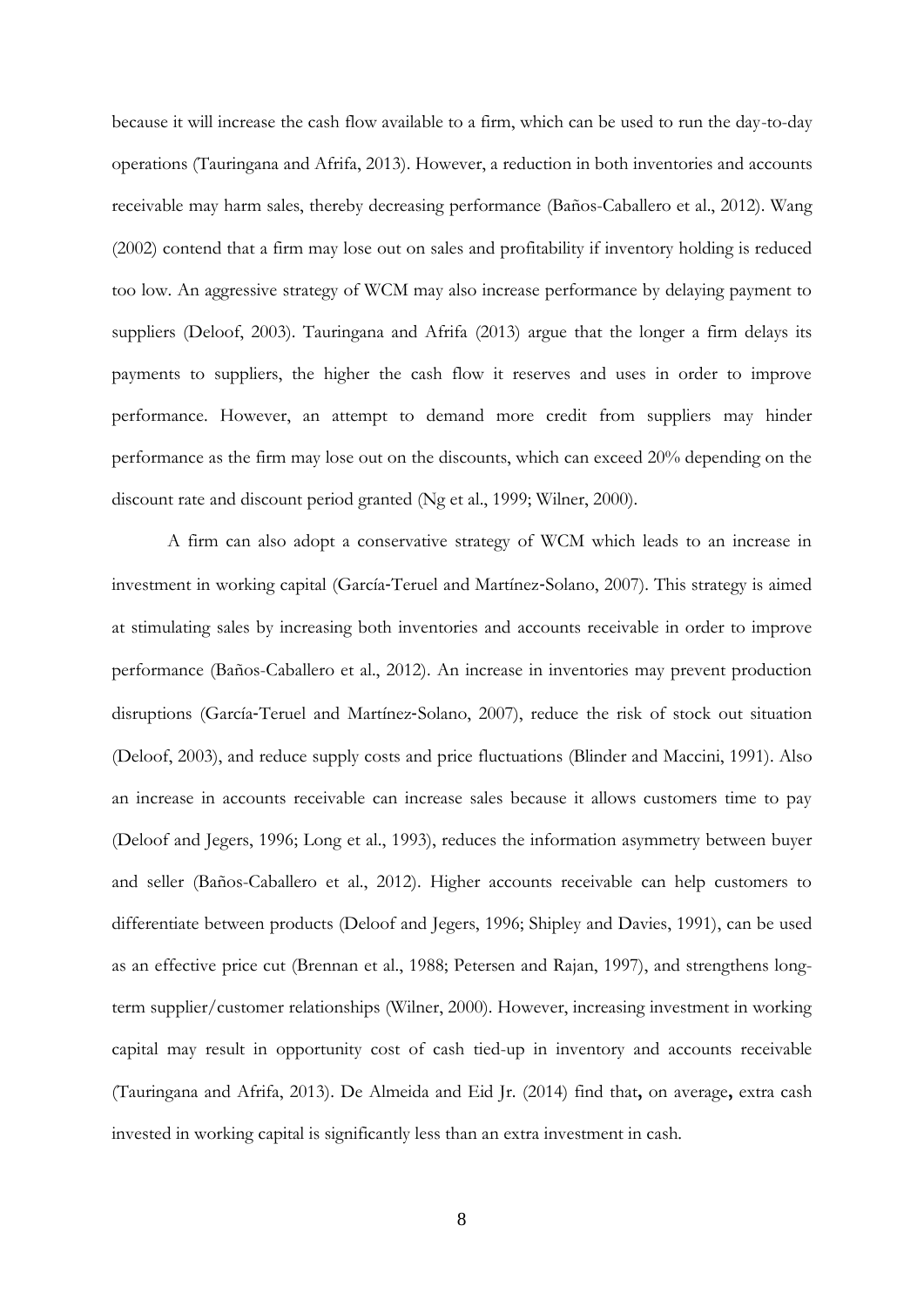because it will increase the cash flow available to a firm, which can be used to run the day-to-day operations (Tauringana and Afrifa, 2013). However, a reduction in both inventories and accounts receivable may harm sales, thereby decreasing performance (Baños-Caballero et al., 2012). Wang (2002) contend that a firm may lose out on sales and profitability if inventory holding is reduced too low. An aggressive strategy of WCM may also increase performance by delaying payment to suppliers (Deloof, 2003). Tauringana and Afrifa (2013) argue that the longer a firm delays its payments to suppliers, the higher the cash flow it reserves and uses in order to improve performance. However, an attempt to demand more credit from suppliers may hinder performance as the firm may lose out on the discounts, which can exceed 20% depending on the discount rate and discount period granted (Ng et al., 1999; Wilner, 2000).

A firm can also adopt a conservative strategy of WCM which leads to an increase in investment in working capital (García-Teruel and Martínez-Solano, 2007). This strategy is aimed at stimulating sales by increasing both inventories and accounts receivable in order to improve performance (Baños-Caballero et al., 2012). An increase in inventories may prevent production disruptions (García-Teruel and Martínez-Solano, 2007), reduce the risk of stock out situation (Deloof, 2003), and reduce supply costs and price fluctuations (Blinder and Maccini, 1991). Also an increase in accounts receivable can increase sales because it allows customers time to pay (Deloof and Jegers, 1996; Long et al., 1993), reduces the information asymmetry between buyer and seller (Baños-Caballero et al., 2012). Higher accounts receivable can help customers to differentiate between products (Deloof and Jegers, 1996; Shipley and Davies, 1991), can be used as an effective price cut (Brennan et al., 1988; Petersen and Rajan, 1997), and strengthens long-term supplier/customer relationships (Wilner, 2000). However, increasing investment in working capital may result in opportunity cost of cash tied-up in inventory and accounts receivable (Tauringana and Afrifa, 2013). De Almeida and Eid Jr. (2014) find that**,** on average**,** extra cash invested in working capital is significantly less than an extra investment in cash.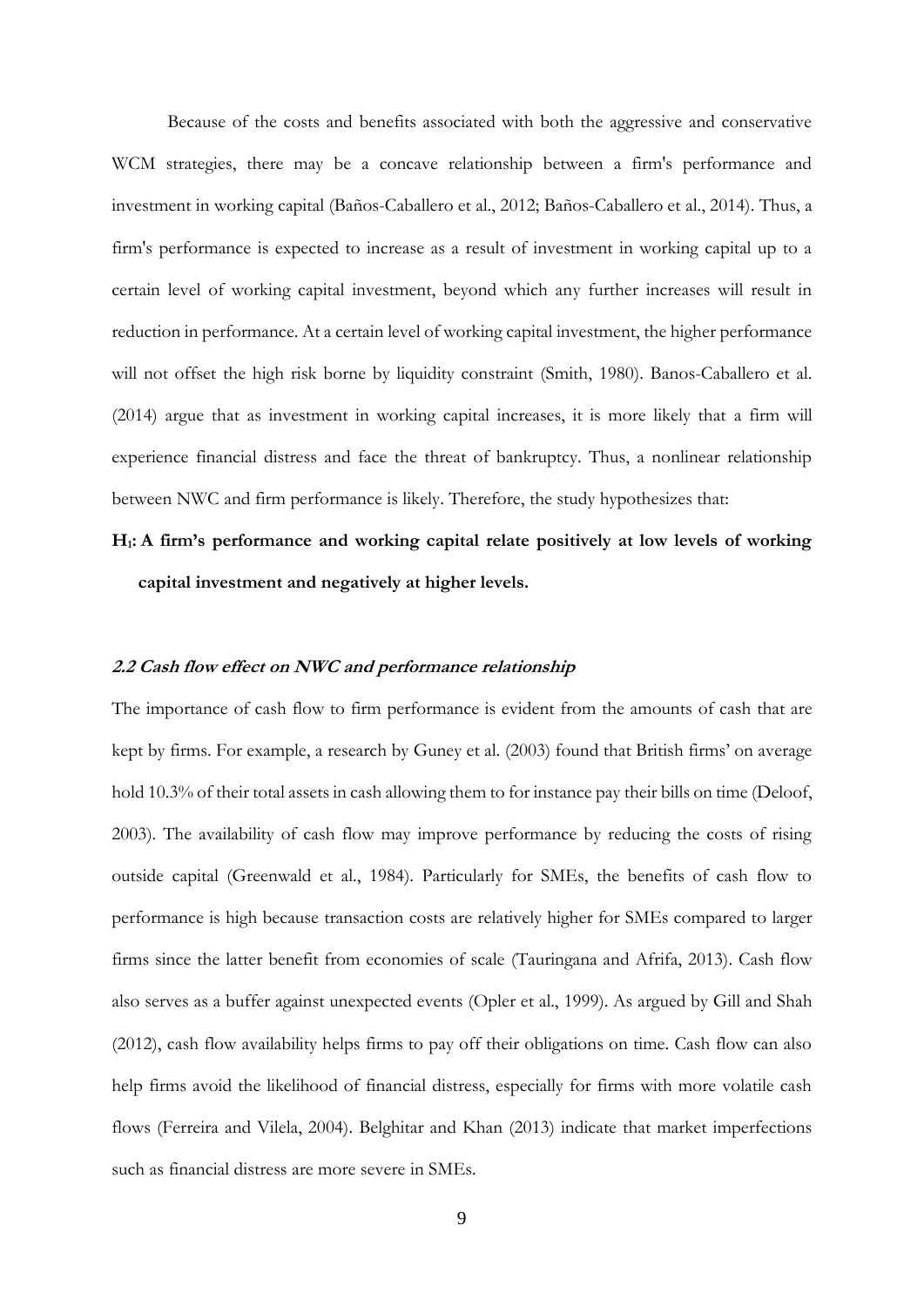Because of the costs and benefits associated with both the aggressive and conservative WCM strategies, there may be a concave relationship between a firm's performance and investment in working capital (Baños-Caballero et al., 2012; Baños-Caballero et al., 2014). Thus, a firm's performance is expected to increase as a result of investment in working capital up to a certain level of working capital investment, beyond which any further increases will result in reduction in performance. At a certain level of working capital investment, the higher performance will not offset the high risk borne by liquidity constraint (Smith, 1980). Banos-Caballero et al. (2014) argue that as investment in working capital increases, it is more likely that a firm will experience financial distress and face the threat of bankruptcy. Thus, a nonlinear relationship between NWC and firm performance is likely. Therefore, the study hypothesizes that:

**$H_1$: A firm's performance and working capital relate positively at low levels of working capital investment and negatively at higher levels.**

### *2.2 Cash flow effect on NWC and performance relationship*

The importance of cash flow to firm performance is evident from the amounts of cash that are kept by firms. For example, a research by Guney et al. (2003) found that British firms' on average hold 10.3% of their total assets in cash allowing them to for instance pay their bills on time (Deloof, 2003). The availability of cash flow may improve performance by reducing the costs of rising outside capital (Greenwald et al., 1984). Particularly for SMEs, the benefits of cash flow to performance is high because transaction costs are relatively higher for SMEs compared to larger firms since the latter benefit from economies of scale (Tauringana and Afrifa, 2013). Cash flow also serves as a buffer against unexpected events (Opler et al., 1999). As argued by Gill and Shah (2012), cash flow availability helps firms to pay off their obligations on time. Cash flow can also help firms avoid the likelihood of financial distress, especially for firms with more volatile cash flows (Ferreira and Vilela, 2004). Belghitar and Khan (2013) indicate that market imperfections such as financial distress are more severe in SMEs.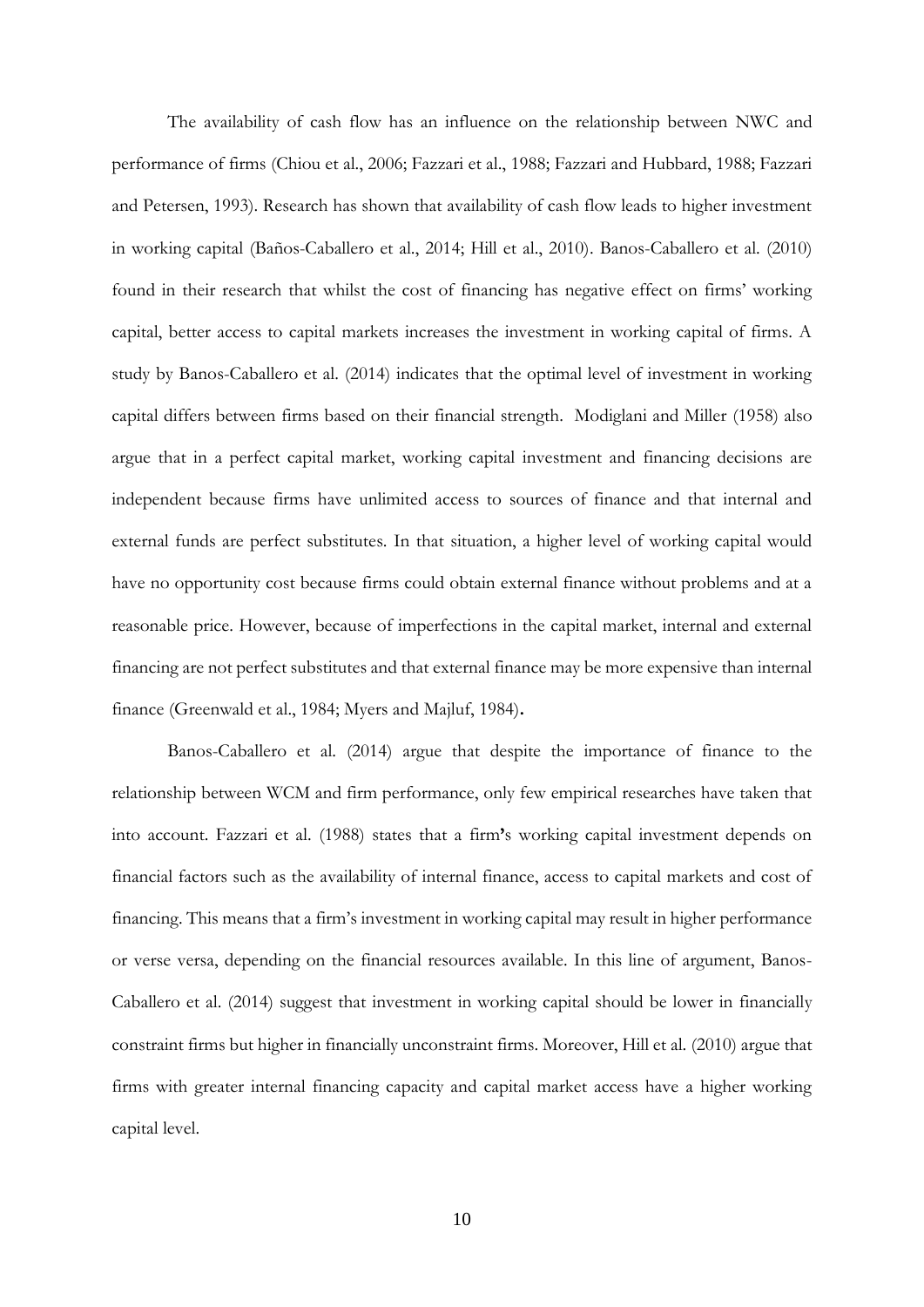The availability of cash flow has an influence on the relationship between NWC and performance of firms (Chiou et al., 2006; Fazzari et al., 1988; Fazzari and Hubbard, 1988; Fazzari and Petersen, 1993). Research has shown that availability of cash flow leads to higher investment in working capital (Baños-Caballero et al., 2014; Hill et al., 2010). Banos-Caballero et al. (2010) found in their research that whilst the cost of financing has negative effect on firms' working capital, better access to capital markets increases the investment in working capital of firms. A study by Banos-Caballero et al. (2014) indicates that the optimal level of investment in working capital differs between firms based on their financial strength. Modiglani and Miller (1958) also argue that in a perfect capital market, working capital investment and financing decisions are independent because firms have unlimited access to sources of finance and that internal and external funds are perfect substitutes. In that situation, a higher level of working capital would have no opportunity cost because firms could obtain external finance without problems and at a reasonable price. However, because of imperfections in the capital market, internal and external financing are not perfect substitutes and that external finance may be more expensive than internal finance (Greenwald et al., 1984; Myers and Majluf, 1984).

Banos-Caballero et al. (2014) argue that despite the importance of finance to the relationship between WCM and firm performance, only few empirical researches have taken that into account. Fazzari et al. (1988) states that a firm's working capital investment depends on financial factors such as the availability of internal finance, access to capital markets and cost of financing. This means that a firm's investment in working capital may result in higher performance or verse versa, depending on the financial resources available. In this line of argument, Banos-Caballero et al. (2014) suggest that investment in working capital should be lower in financially constraint firms but higher in financially unconstraint firms. Moreover, Hill et al. (2010) argue that firms with greater internal financing capacity and capital market access have a higher working capital level.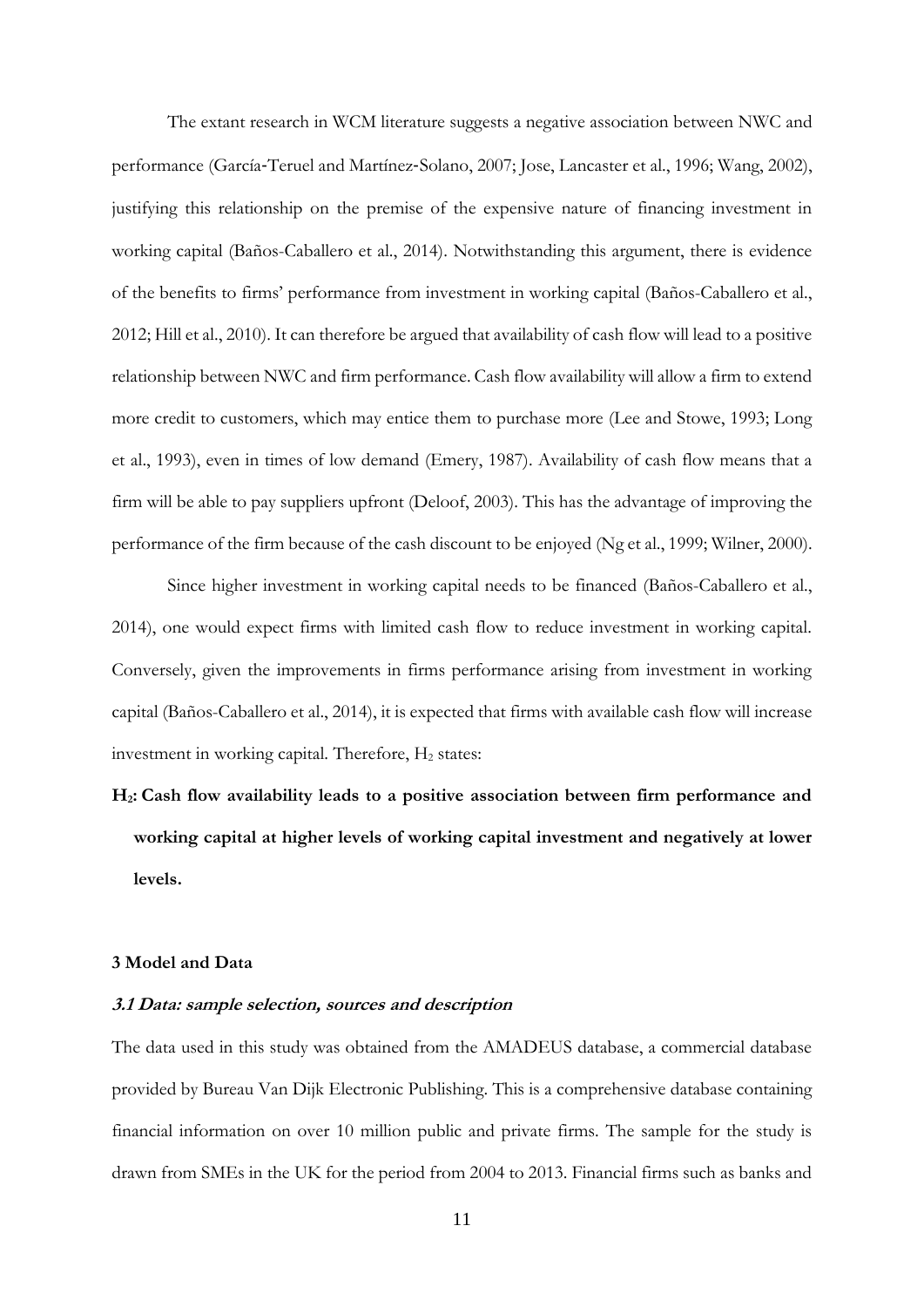The extant research in WCM literature suggests a negative association between NWC and performance (García-Teruel and Martínez-Solano, 2007; Jose, Lancaster et al., 1996; Wang, 2002), justifying this relationship on the premise of the expensive nature of financing investment in working capital (Baños-Caballero et al., 2014). Notwithstanding this argument, there is evidence of the benefits to firms' performance from investment in working capital (Baños-Caballero et al., 2012; Hill et al., 2010). It can therefore be argued that availability of cash flow will lead to a positive relationship between NWC and firm performance. Cash flow availability will allow a firm to extend more credit to customers, which may entice them to purchase more (Lee and Stowe, 1993; Long et al., 1993), even in times of low demand (Emery, 1987). Availability of cash flow means that a firm will be able to pay suppliers upfront (Deloof, 2003). This has the advantage of improving the performance of the firm because of the cash discount to be enjoyed (Ng et al., 1999; Wilner, 2000).

Since higher investment in working capital needs to be financed (Baños-Caballero et al., 2014), one would expect firms with limited cash flow to reduce investment in working capital. Conversely, given the improvements in firms performance arising from investment in working capital (Baños-Caballero et al., 2014), it is expected that firms with available cash flow will increase investment in working capital. Therefore, $H_2$ states:

**$H_2$: Cash flow availability leads to a positive association between firm performance and working capital at higher levels of working capital investment and negatively at lower levels.**

## 3 Model and Data

### *3.1 Data: sample selection, sources and description*

The data used in this study was obtained from the AMADEUS database, a commercial database provided by Bureau Van Dijk Electronic Publishing. This is a comprehensive database containing financial information on over 10 million public and private firms. The sample for the study is drawn from SMEs in the UK for the period from 2004 to 2013. Financial firms such as banks and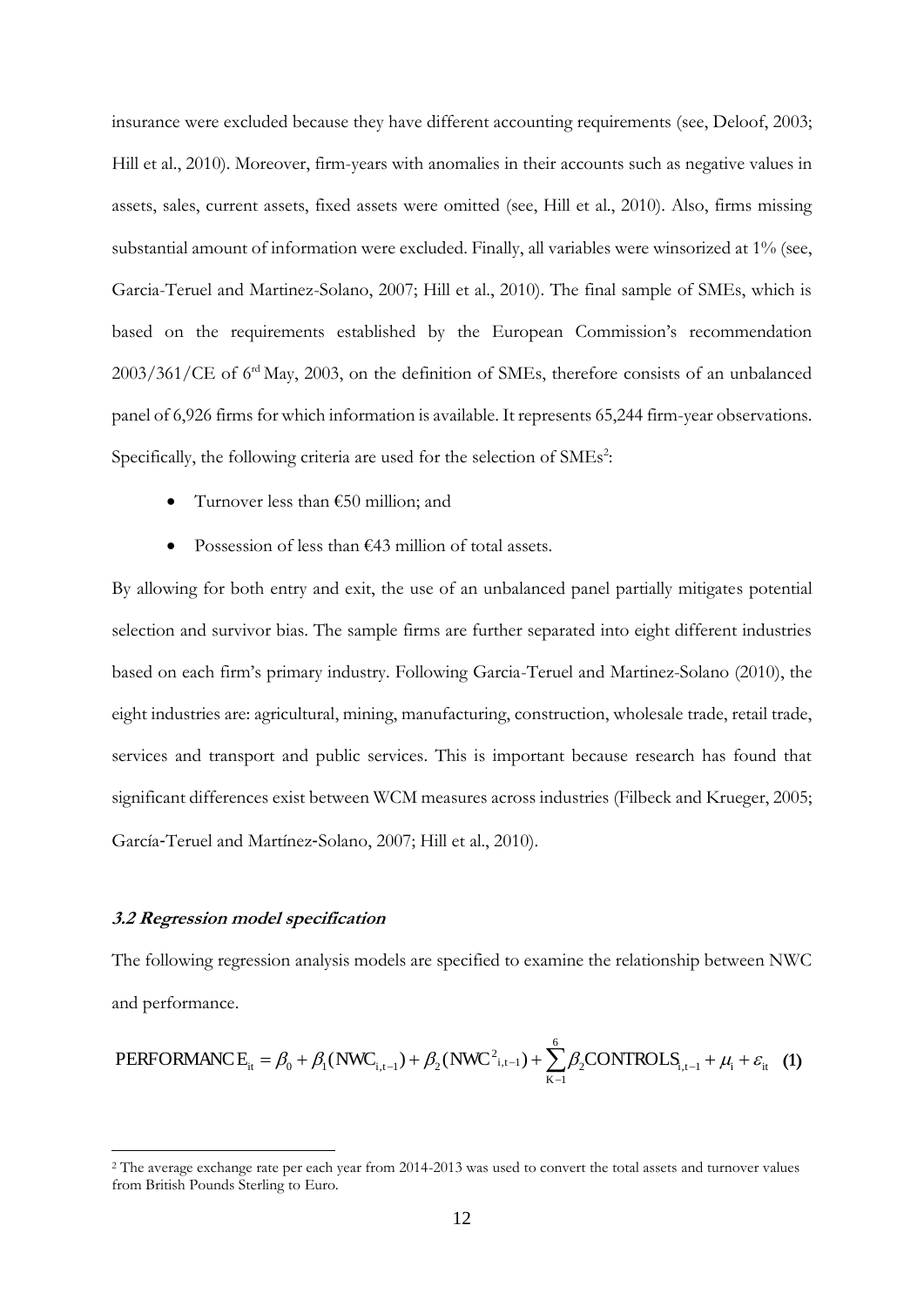insurance were excluded because they have different accounting requirements (see, Deloof, 2003; Hill et al., 2010). Moreover, firm-years with anomalies in their accounts such as negative values in assets, sales, current assets, fixed assets were omitted (see, Hill et al., 2010). Also, firms missing substantial amount of information were excluded. Finally, all variables were winsorized at 1% (see, Garcia-Teruel and Martinez-Solano, 2007; Hill et al., 2010). The final sample of SMEs, which is based on the requirements established by the European Commission's recommendation 2003/361/CE of 6[rd] May, 2003, on the definition of SMEs, therefore consists of an unbalanced panel of 6,926 firms for which information is available. It represents 65,244 firm-year observations. Specifically, the following criteria are used for the selection of SMEs[2]:

- Turnover less than €50 million; and
- Possession of less than €43 million of total assets.

By allowing for both entry and exit, the use of an unbalanced panel partially mitigates potential selection and survivor bias. The sample firms are further separated into eight different industries based on each firm's primary industry. Following Garcia-Teruel and Martinez-Solano (2010), the eight industries are: agricultural, mining, manufacturing, construction, wholesale trade, retail trade, services and transport and public services. This is important because research has found that significant differences exist between WCM measures across industries (Filbeck and Krueger, 2005; García-Teruel and Martínez-Solano, 2007; Hill et al., 2010).

### 3.2 Regression model specification

The following regression analysis models are specified to examine the relationship between NWC and performance.

$$\text{PERFORMANCE}_{it} = \beta_0 + \beta_1(\text{NWC}_{i,t-1}) + \beta_2(\text{NWC}^2_{i,t-1}) + \sum_{K-1}^{6}\beta_2\text{CONTROLS}_{i,t-1} + \mu_i + \varepsilon_{it} \quad \textbf{(1)}$$

[2] The average exchange rate per each year from 2014-2013 was used to convert the total assets and turnover values from British Pounds Sterling to Euro.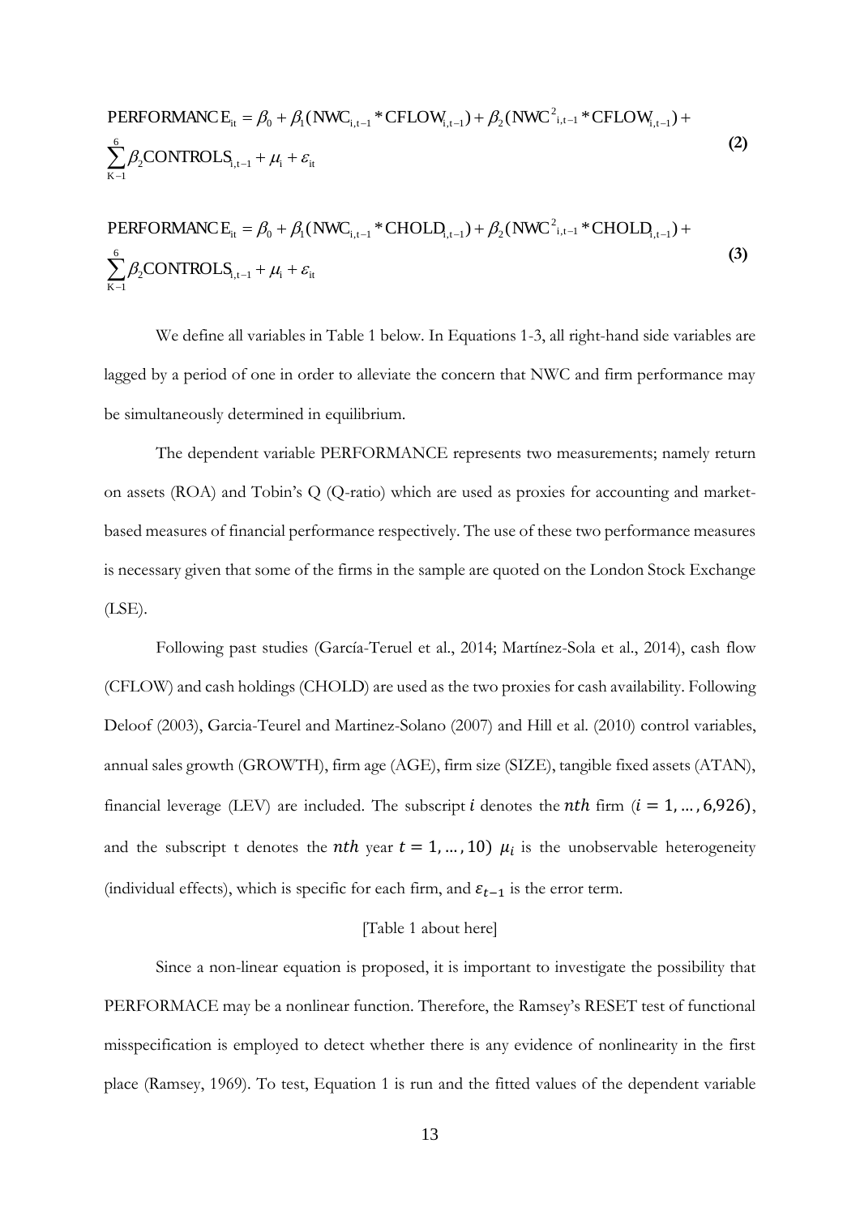$$\text{PERFORMANCE}_{it} = \beta_0 + \beta_1(\text{NWC}_{i,t-1} * \text{CFLOW}_{i,t-1}) + \beta_2(\text{NWC}^2{}_{i,t-1} * \text{CFLOW}_{i,t-1}) + \sum_{K-1}^{6} \beta_2 \text{CONTROLS}_{i,t-1} + \mu_i + \varepsilon_{it} \quad \textbf{(2)}$$

$$\text{PERFORMANCE}_{it} = \beta_0 + \beta_1(\text{NWC}_{i,t-1} * \text{CHOLD}_{i,t-1}) + \beta_2(\text{NWC}^2{}_{i,t-1} * \text{CHOLD}_{i,t-1}) + \sum_{K-1}^{6} \beta_2 \text{CONTROLS}_{i,t-1} + \mu_i + \varepsilon_{it} \quad \textbf{(3)}$$

We define all variables in Table 1 below. In Equations 1-3, all right-hand side variables are lagged by a period of one in order to alleviate the concern that NWC and firm performance may be simultaneously determined in equilibrium.

The dependent variable PERFORMANCE represents two measurements; namely return on assets (ROA) and Tobin's Q (Q-ratio) which are used as proxies for accounting and market-based measures of financial performance respectively. The use of these two performance measures is necessary given that some of the firms in the sample are quoted on the London Stock Exchange (LSE).

Following past studies (García-Teruel et al., 2014; Martínez-Sola et al., 2014), cash flow (CFLOW) and cash holdings (CHOLD) are used as the two proxies for cash availability. Following Deloof (2003), Garcia-Teurel and Martinez-Solano (2007) and Hill et al. (2010) control variables, annual sales growth (GROWTH), firm age (AGE), firm size (SIZE), tangible fixed assets (ATAN), financial leverage (LEV) are included. The subscript $i$ denotes the $nth$ firm ($i = 1, \dots, 6{,}926$), and the subscript t denotes the $nth$ year $t = 1, \dots, 10)$ $\mu_i$ is the unobservable heterogeneity (individual effects), which is specific for each firm, and $\varepsilon_{t-1}$ is the error term.

[Table 1 about here]

Since a non-linear equation is proposed, it is important to investigate the possibility that PERFORMACE may be a nonlinear function. Therefore, the Ramsey's RESET test of functional misspecification is employed to detect whether there is any evidence of nonlinearity in the first place (Ramsey, 1969). To test, Equation 1 is run and the fitted values of the dependent variable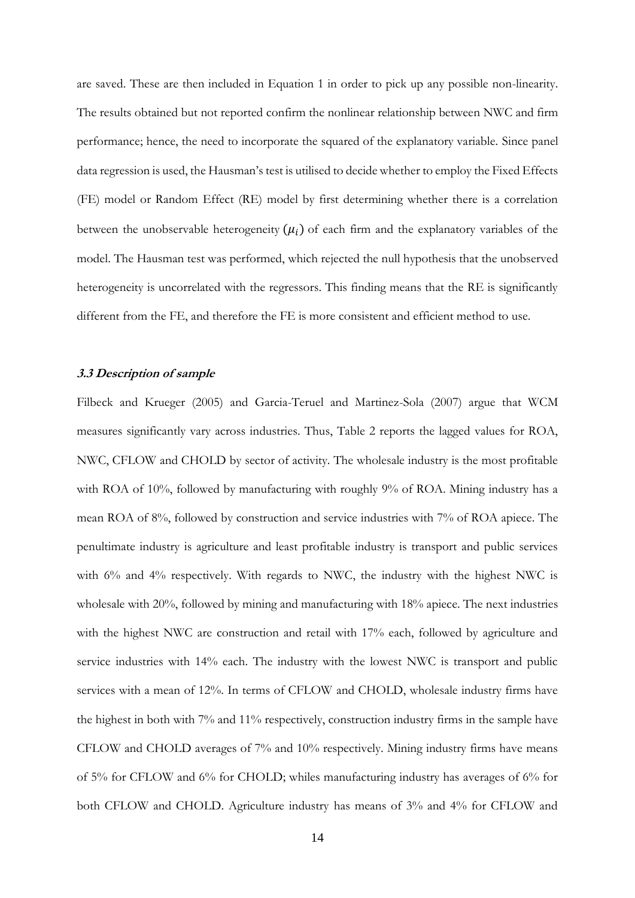are saved. These are then included in Equation 1 in order to pick up any possible non-linearity. The results obtained but not reported confirm the nonlinear relationship between NWC and firm performance; hence, the need to incorporate the squared of the explanatory variable. Since panel data regression is used, the Hausman's test is utilised to decide whether to employ the Fixed Effects (FE) model or Random Effect (RE) model by first determining whether there is a correlation between the unobservable heterogeneity $(\mu_i)$ of each firm and the explanatory variables of the model. The Hausman test was performed, which rejected the null hypothesis that the unobserved heterogeneity is uncorrelated with the regressors. This finding means that the RE is significantly different from the FE, and therefore the FE is more consistent and efficient method to use.

### *3.3 Description of sample*

Filbeck and Krueger (2005) and Garcia-Teruel and Martinez-Sola (2007) argue that WCM measures significantly vary across industries. Thus, Table 2 reports the lagged values for ROA, NWC, CFLOW and CHOLD by sector of activity. The wholesale industry is the most profitable with ROA of 10%, followed by manufacturing with roughly 9% of ROA. Mining industry has a mean ROA of 8%, followed by construction and service industries with 7% of ROA apiece. The penultimate industry is agriculture and least profitable industry is transport and public services with 6% and 4% respectively. With regards to NWC, the industry with the highest NWC is wholesale with 20%, followed by mining and manufacturing with 18% apiece. The next industries with the highest NWC are construction and retail with 17% each, followed by agriculture and service industries with 14% each. The industry with the lowest NWC is transport and public services with a mean of 12%. In terms of CFLOW and CHOLD, wholesale industry firms have the highest in both with 7% and 11% respectively, construction industry firms in the sample have CFLOW and CHOLD averages of 7% and 10% respectively. Mining industry firms have means of 5% for CFLOW and 6% for CHOLD; whiles manufacturing industry has averages of 6% for both CFLOW and CHOLD. Agriculture industry has means of 3% and 4% for CFLOW and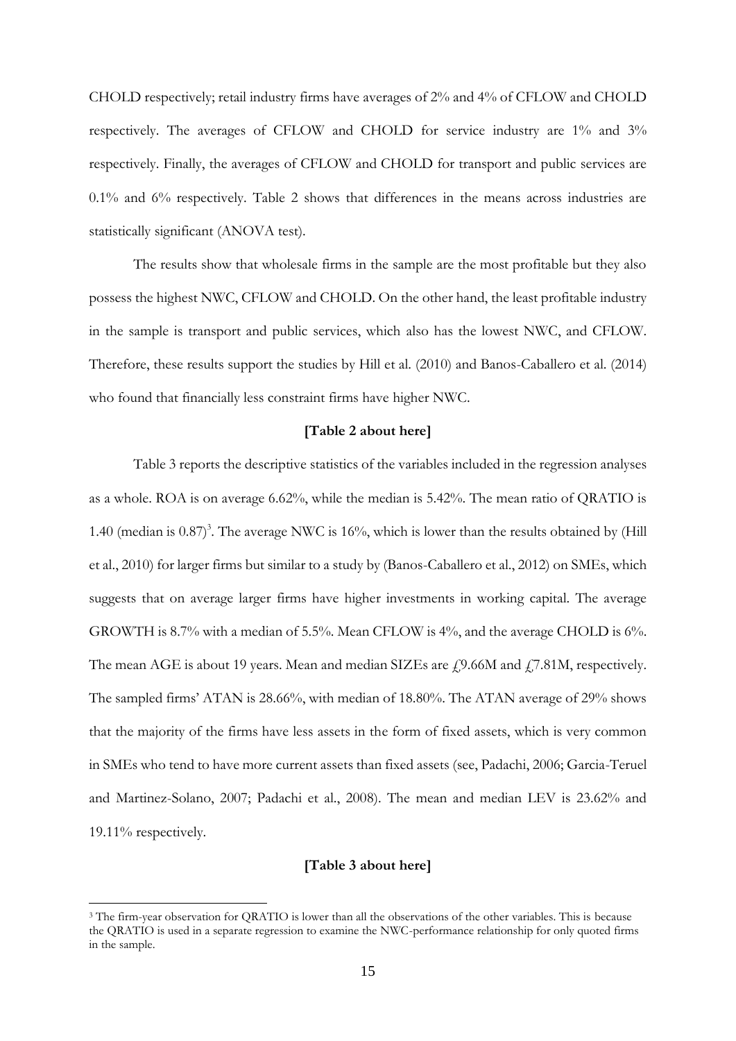CHOLD respectively; retail industry firms have averages of 2% and 4% of CFLOW and CHOLD respectively. The averages of CFLOW and CHOLD for service industry are 1% and 3% respectively. Finally, the averages of CFLOW and CHOLD for transport and public services are 0.1% and 6% respectively. Table 2 shows that differences in the means across industries are statistically significant (ANOVA test).

The results show that wholesale firms in the sample are the most profitable but they also possess the highest NWC, CFLOW and CHOLD. On the other hand, the least profitable industry in the sample is transport and public services, which also has the lowest NWC, and CFLOW. Therefore, these results support the studies by Hill et al. (2010) and Banos-Caballero et al. (2014) who found that financially less constraint firms have higher NWC.

**[Table 2 about here]**

Table 3 reports the descriptive statistics of the variables included in the regression analyses as a whole. ROA is on average 6.62%, while the median is 5.42%. The mean ratio of QRATIO is 1.40 (median is 0.87)[3]. The average NWC is 16%, which is lower than the results obtained by (Hill et al., 2010) for larger firms but similar to a study by (Banos-Caballero et al., 2012) on SMEs, which suggests that on average larger firms have higher investments in working capital. The average GROWTH is 8.7% with a median of 5.5%. Mean CFLOW is 4%, and the average CHOLD is 6%. The mean AGE is about 19 years. Mean and median SIZEs are £9.66M and £7.81M, respectively. The sampled firms' ATAN is 28.66%, with median of 18.80%. The ATAN average of 29% shows that the majority of the firms have less assets in the form of fixed assets, which is very common in SMEs who tend to have more current assets than fixed assets (see, Padachi, 2006; Garcia-Teruel and Martinez-Solano, 2007; Padachi et al., 2008). The mean and median LEV is 23.62% and 19.11% respectively.

**[Table 3 about here]**

[3] The firm-year observation for QRATIO is lower than all the observations of the other variables. This is because the QRATIO is used in a separate regression to examine the NWC-performance relationship for only quoted firms in the sample.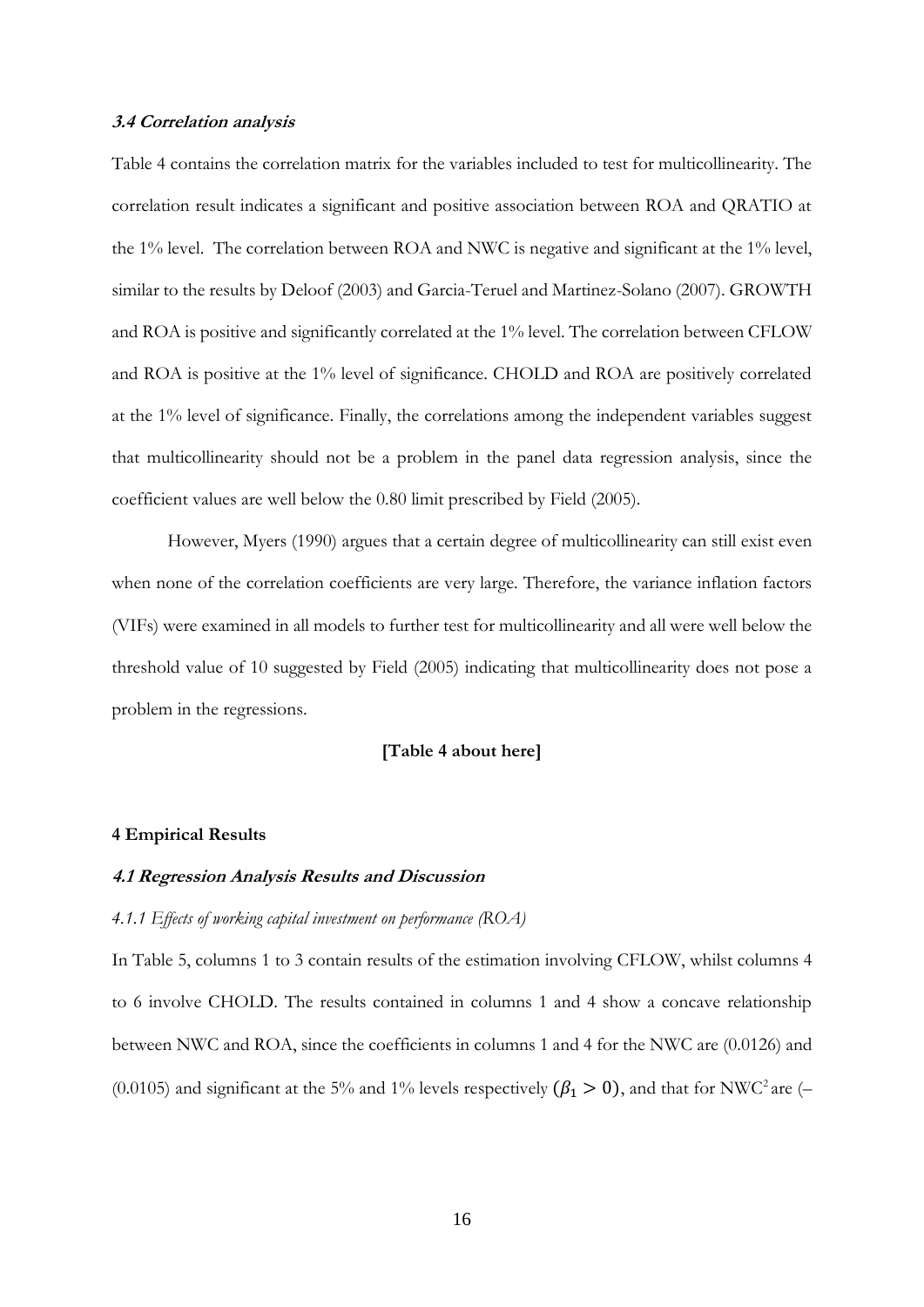### *3.4 Correlation analysis*

Table 4 contains the correlation matrix for the variables included to test for multicollinearity. The correlation result indicates a significant and positive association between ROA and QRATIO at the 1% level. The correlation between ROA and NWC is negative and significant at the 1% level, similar to the results by Deloof (2003) and Garcia-Teruel and Martinez-Solano (2007). GROWTH and ROA is positive and significantly correlated at the 1% level. The correlation between CFLOW and ROA is positive at the 1% level of significance. CHOLD and ROA are positively correlated at the 1% level of significance. Finally, the correlations among the independent variables suggest that multicollinearity should not be a problem in the panel data regression analysis, since the coefficient values are well below the 0.80 limit prescribed by Field (2005).

However, Myers (1990) argues that a certain degree of multicollinearity can still exist even when none of the correlation coefficients are very large. Therefore, the variance inflation factors (VIFs) were examined in all models to further test for multicollinearity and all were well below the threshold value of 10 suggested by Field (2005) indicating that multicollinearity does not pose a problem in the regressions.

**[Table 4 about here]**

## 4 Empirical Results

### *4.1 Regression Analysis Results and Discussion*

*4.1.1 Effects of working capital investment on performance (ROA)*

In Table 5, columns 1 to 3 contain results of the estimation involving CFLOW, whilst columns 4 to 6 involve CHOLD. The results contained in columns 1 and 4 show a concave relationship between NWC and ROA, since the coefficients in columns 1 and 4 for the NWC are (0.0126) and (0.0105) and significant at the 5% and 1% levels respectively $(\beta_1 > 0)$, and that for $NWC^2$ are (–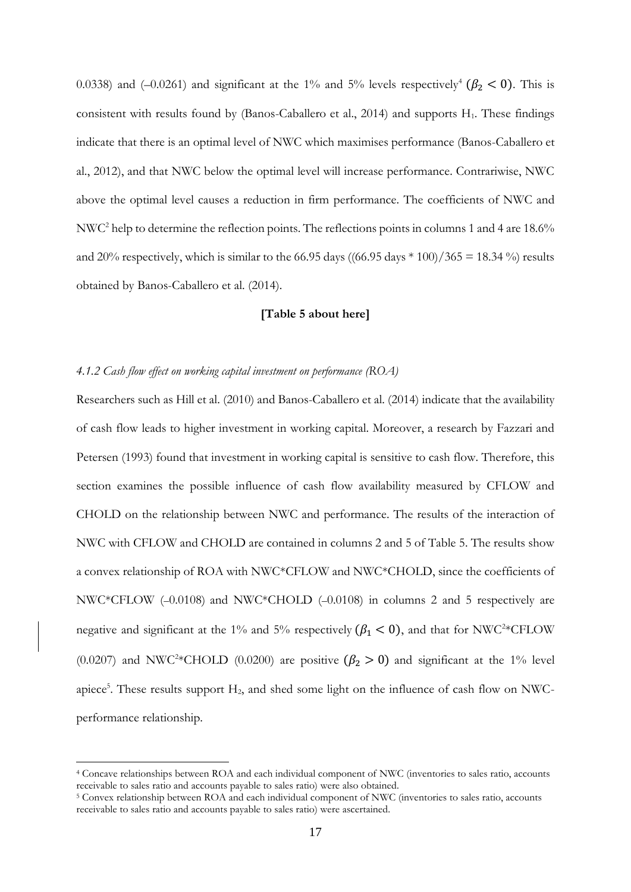0.0338) and (–0.0261) and significant at the 1% and 5% levels respectively[4] ($\beta_2 < 0$). This is consistent with results found by (Banos-Caballero et al., 2014) and supports $H_1$. These findings indicate that there is an optimal level of NWC which maximises performance (Banos-Caballero et al., 2012), and that NWC below the optimal level will increase performance. Contrariwise, NWC above the optimal level causes a reduction in firm performance. The coefficients of NWC and $NWC^2$ help to determine the reflection points. The reflections points in columns 1 and 4 are 18.6% and 20% respectively, which is similar to the 66.95 days ((66.95 days * 100)/365 = 18.34 %) results obtained by Banos-Caballero et al. (2014).

**[Table 5 about here]**

#### *4.1.2 Cash flow effect on working capital investment on performance (ROA)*

Researchers such as Hill et al. (2010) and Banos-Caballero et al. (2014) indicate that the availability of cash flow leads to higher investment in working capital. Moreover, a research by Fazzari and Petersen (1993) found that investment in working capital is sensitive to cash flow. Therefore, this section examines the possible influence of cash flow availability measured by CFLOW and CHOLD on the relationship between NWC and performance. The results of the interaction of NWC with CFLOW and CHOLD are contained in columns 2 and 5 of Table 5. The results show a convex relationship of ROA with NWC*CFLOW and NWC*CHOLD, since the coefficients of NWC*CFLOW (–0.0108) and NWC*CHOLD (–0.0108) in columns 2 and 5 respectively are negative and significant at the 1% and 5% respectively ($\beta_1 < 0$), and that for $NWC^2$*CFLOW (0.0207) and $NWC^2$*CHOLD (0.0200) are positive ($\beta_2 > 0$) and significant at the 1% level apiece[5]. These results support $H_2$, and shed some light on the influence of cash flow on NWC-performance relationship.

---

[4] Concave relationships between ROA and each individual component of NWC (inventories to sales ratio, accounts receivable to sales ratio and accounts payable to sales ratio) were also obtained.

[5] Convex relationship between ROA and each individual component of NWC (inventories to sales ratio, accounts receivable to sales ratio and accounts payable to sales ratio) were ascertained.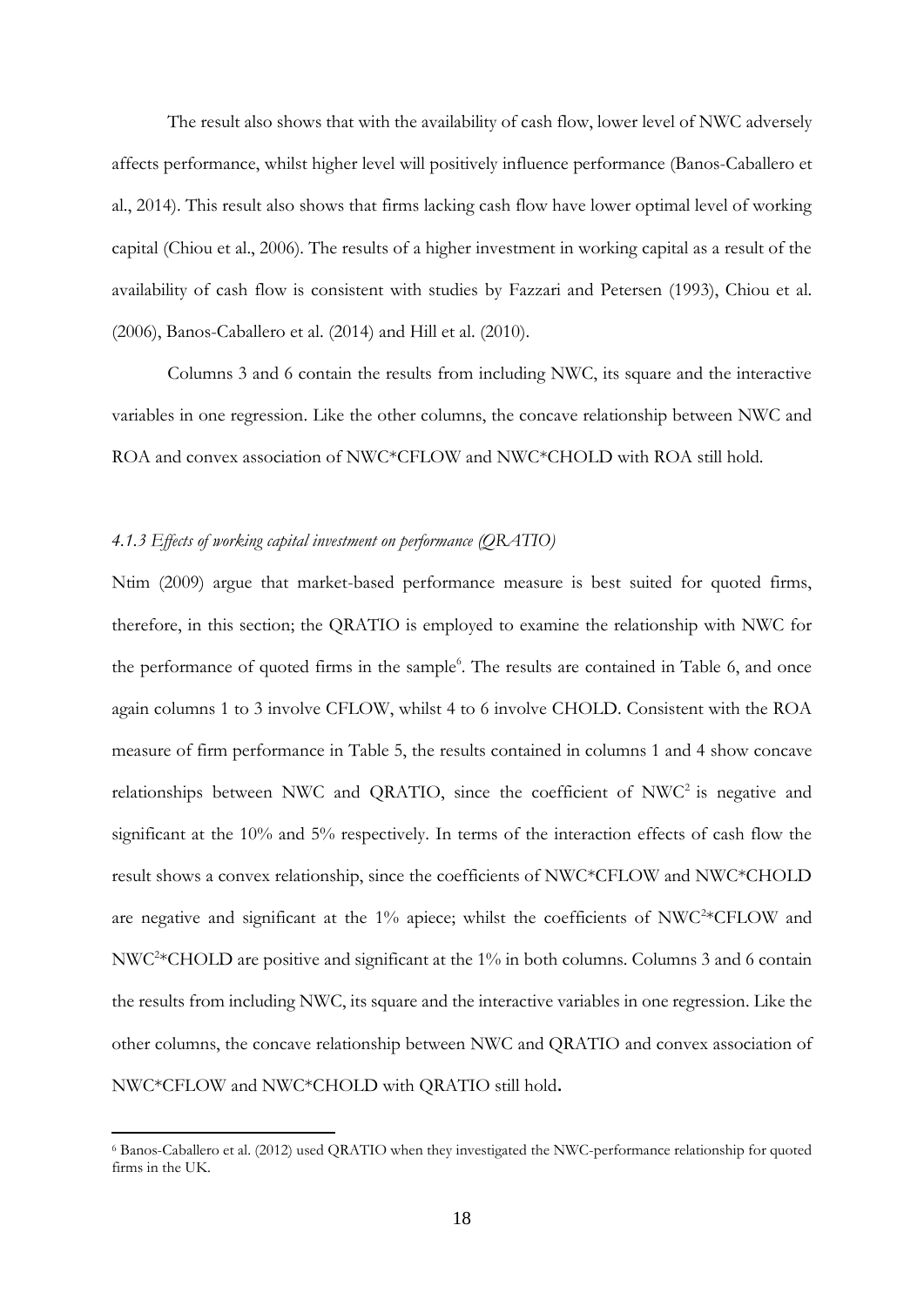The result also shows that with the availability of cash flow, lower level of NWC adversely affects performance, whilst higher level will positively influence performance (Banos-Caballero et al., 2014). This result also shows that firms lacking cash flow have lower optimal level of working capital (Chiou et al., 2006). The results of a higher investment in working capital as a result of the availability of cash flow is consistent with studies by Fazzari and Petersen (1993), Chiou et al. (2006), Banos-Caballero et al. (2014) and Hill et al. (2010).

Columns 3 and 6 contain the results from including NWC, its square and the interactive variables in one regression. Like the other columns, the concave relationship between NWC and ROA and convex association of NWC*CFLOW and NWC*CHOLD with ROA still hold.

#### *4.1.3 Effects of working capital investment on performance (QRATIO)*

Ntim (2009) argue that market-based performance measure is best suited for quoted firms, therefore, in this section; the QRATIO is employed to examine the relationship with NWC for the performance of quoted firms in the sample[6]. The results are contained in Table 6, and once again columns 1 to 3 involve CFLOW, whilst 4 to 6 involve CHOLD. Consistent with the ROA measure of firm performance in Table 5, the results contained in columns 1 and 4 show concave relationships between NWC and QRATIO, since the coefficient of $NWC^2$ is negative and significant at the 10% and 5% respectively. In terms of the interaction effects of cash flow the result shows a convex relationship, since the coefficients of NWC*CFLOW and NWC*CHOLD are negative and significant at the 1% apiece; whilst the coefficients of $NWC^2$*CFLOW and $NWC^2$*CHOLD are positive and significant at the 1% in both columns. Columns 3 and 6 contain the results from including NWC, its square and the interactive variables in one regression. Like the other columns, the concave relationship between NWC and QRATIO and convex association of NWC*CFLOW and NWC*CHOLD with QRATIO still hold.

---

[6] Banos-Caballero et al. (2012) used QRATIO when they investigated the NWC-performance relationship for quoted firms in the UK.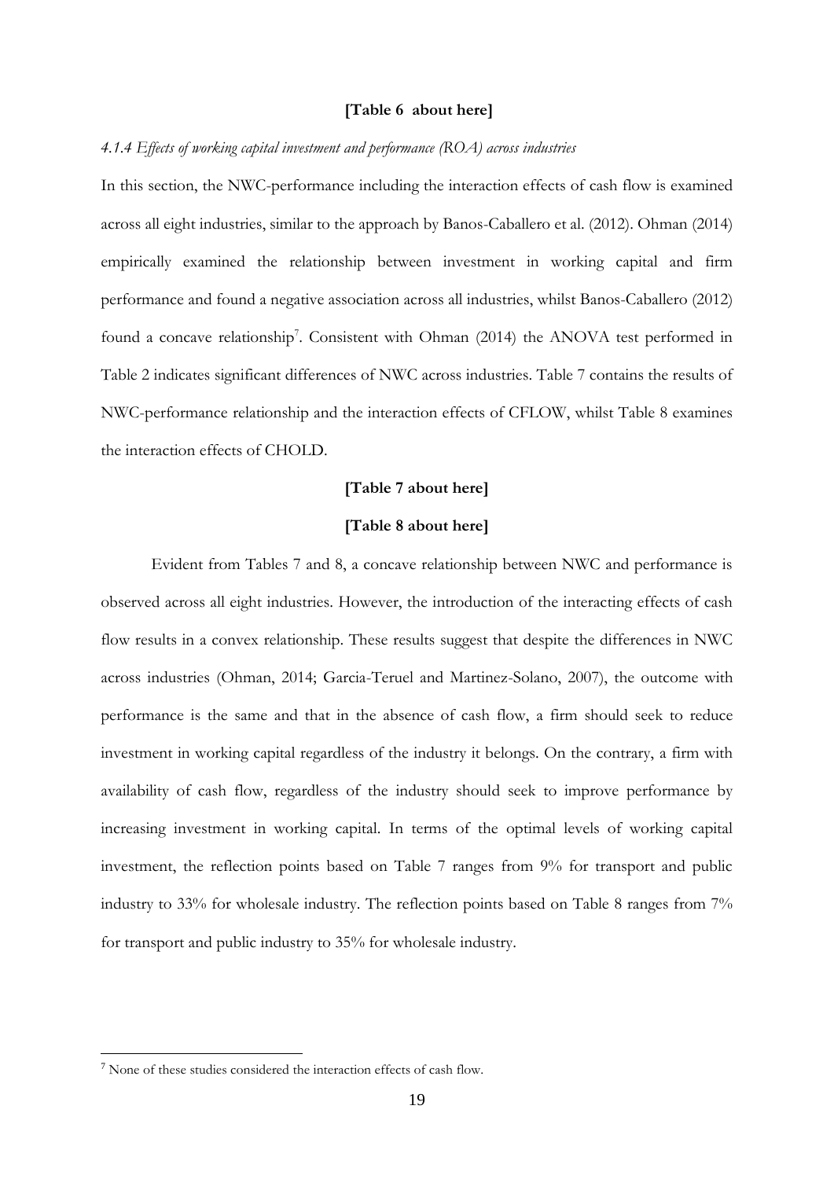**[Table 6 about here]**

*4.1.4 Effects of working capital investment and performance (ROA) across industries*

In this section, the NWC-performance including the interaction effects of cash flow is examined across all eight industries, similar to the approach by Banos-Caballero et al. (2012). Ohman (2014) empirically examined the relationship between investment in working capital and firm performance and found a negative association across all industries, whilst Banos-Caballero (2012) found a concave relationship[7]. Consistent with Ohman (2014) the ANOVA test performed in Table 2 indicates significant differences of NWC across industries. Table 7 contains the results of NWC-performance relationship and the interaction effects of CFLOW, whilst Table 8 examines the interaction effects of CHOLD.

**[Table 7 about here]**

**[Table 8 about here]**

Evident from Tables 7 and 8, a concave relationship between NWC and performance is observed across all eight industries. However, the introduction of the interacting effects of cash flow results in a convex relationship. These results suggest that despite the differences in NWC across industries (Ohman, 2014; Garcia-Teruel and Martinez-Solano, 2007), the outcome with performance is the same and that in the absence of cash flow, a firm should seek to reduce investment in working capital regardless of the industry it belongs. On the contrary, a firm with availability of cash flow, regardless of the industry should seek to improve performance by increasing investment in working capital. In terms of the optimal levels of working capital investment, the reflection points based on Table 7 ranges from 9% for transport and public industry to 33% for wholesale industry. The reflection points based on Table 8 ranges from 7% for transport and public industry to 35% for wholesale industry.

[7] None of these studies considered the interaction effects of cash flow.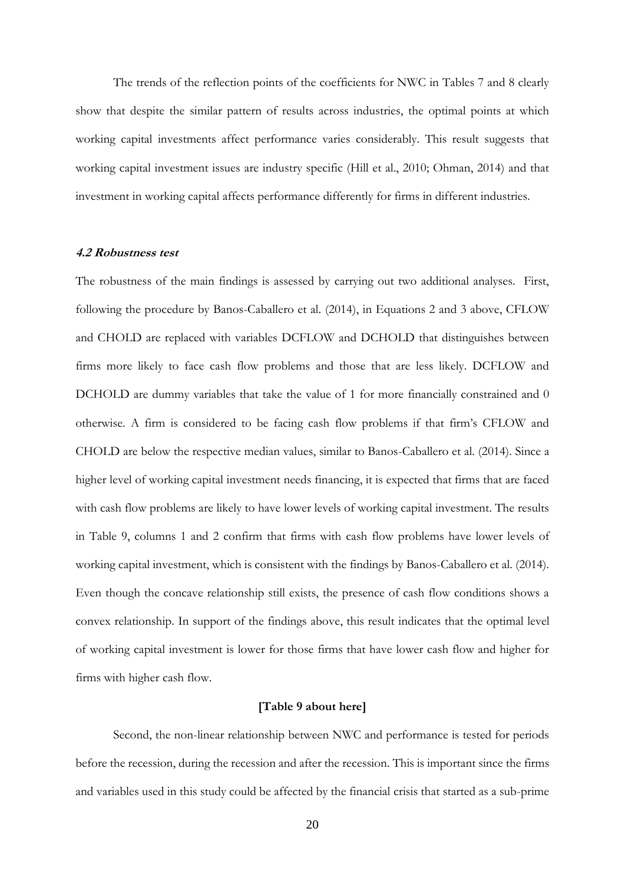The trends of the reflection points of the coefficients for NWC in Tables 7 and 8 clearly show that despite the similar pattern of results across industries, the optimal points at which working capital investments affect performance varies considerably. This result suggests that working capital investment issues are industry specific (Hill et al., 2010; Ohman, 2014) and that investment in working capital affects performance differently for firms in different industries.

#### *4.2 Robustness test*

The robustness of the main findings is assessed by carrying out two additional analyses. First, following the procedure by Banos-Caballero et al. (2014), in Equations 2 and 3 above, CFLOW and CHOLD are replaced with variables DCFLOW and DCHOLD that distinguishes between firms more likely to face cash flow problems and those that are less likely. DCFLOW and DCHOLD are dummy variables that take the value of 1 for more financially constrained and 0 otherwise. A firm is considered to be facing cash flow problems if that firm's CFLOW and CHOLD are below the respective median values, similar to Banos-Caballero et al. (2014). Since a higher level of working capital investment needs financing, it is expected that firms that are faced with cash flow problems are likely to have lower levels of working capital investment. The results in Table 9, columns 1 and 2 confirm that firms with cash flow problems have lower levels of working capital investment, which is consistent with the findings by Banos-Caballero et al. (2014). Even though the concave relationship still exists, the presence of cash flow conditions shows a convex relationship. In support of the findings above, this result indicates that the optimal level of working capital investment is lower for those firms that have lower cash flow and higher for firms with higher cash flow.

**[Table 9 about here]**

Second, the non-linear relationship between NWC and performance is tested for periods before the recession, during the recession and after the recession. This is important since the firms and variables used in this study could be affected by the financial crisis that started as a sub-prime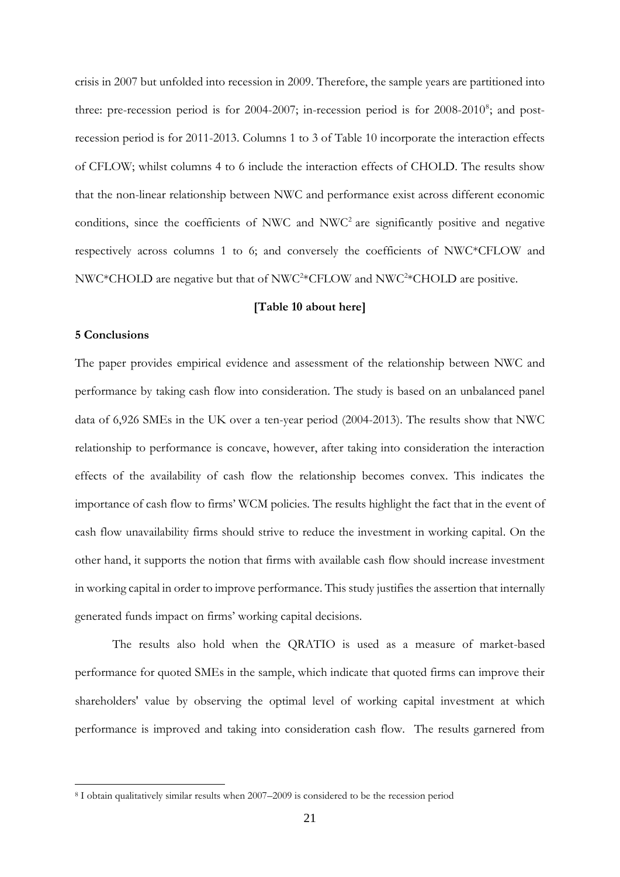crisis in 2007 but unfolded into recession in 2009. Therefore, the sample years are partitioned into three: pre-recession period is for 2004-2007; in-recession period is for 2008-2010[8]; and post-recession period is for 2011-2013. Columns 1 to 3 of Table 10 incorporate the interaction effects of CFLOW; whilst columns 4 to 6 include the interaction effects of CHOLD. The results show that the non-linear relationship between NWC and performance exist across different economic conditions, since the coefficients of NWC and $NWC^2$ are significantly positive and negative respectively across columns 1 to 6; and conversely the coefficients of NWC*CFLOW and NWC*CHOLD are negative but that of $NWC^2$*CFLOW and $NWC^2$*CHOLD are positive.

**[Table 10 about here]**

### 5 Conclusions

The paper provides empirical evidence and assessment of the relationship between NWC and performance by taking cash flow into consideration. The study is based on an unbalanced panel data of 6,926 SMEs in the UK over a ten-year period (2004-2013). The results show that NWC relationship to performance is concave, however, after taking into consideration the interaction effects of the availability of cash flow the relationship becomes convex. This indicates the importance of cash flow to firms' WCM policies. The results highlight the fact that in the event of cash flow unavailability firms should strive to reduce the investment in working capital. On the other hand, it supports the notion that firms with available cash flow should increase investment in working capital in order to improve performance. This study justifies the assertion that internally generated funds impact on firms' working capital decisions.

The results also hold when the QRATIO is used as a measure of market-based performance for quoted SMEs in the sample, which indicate that quoted firms can improve their shareholders' value by observing the optimal level of working capital investment at which performance is improved and taking into consideration cash flow. The results garnered from

[8] I obtain qualitatively similar results when 2007–2009 is considered to be the recession period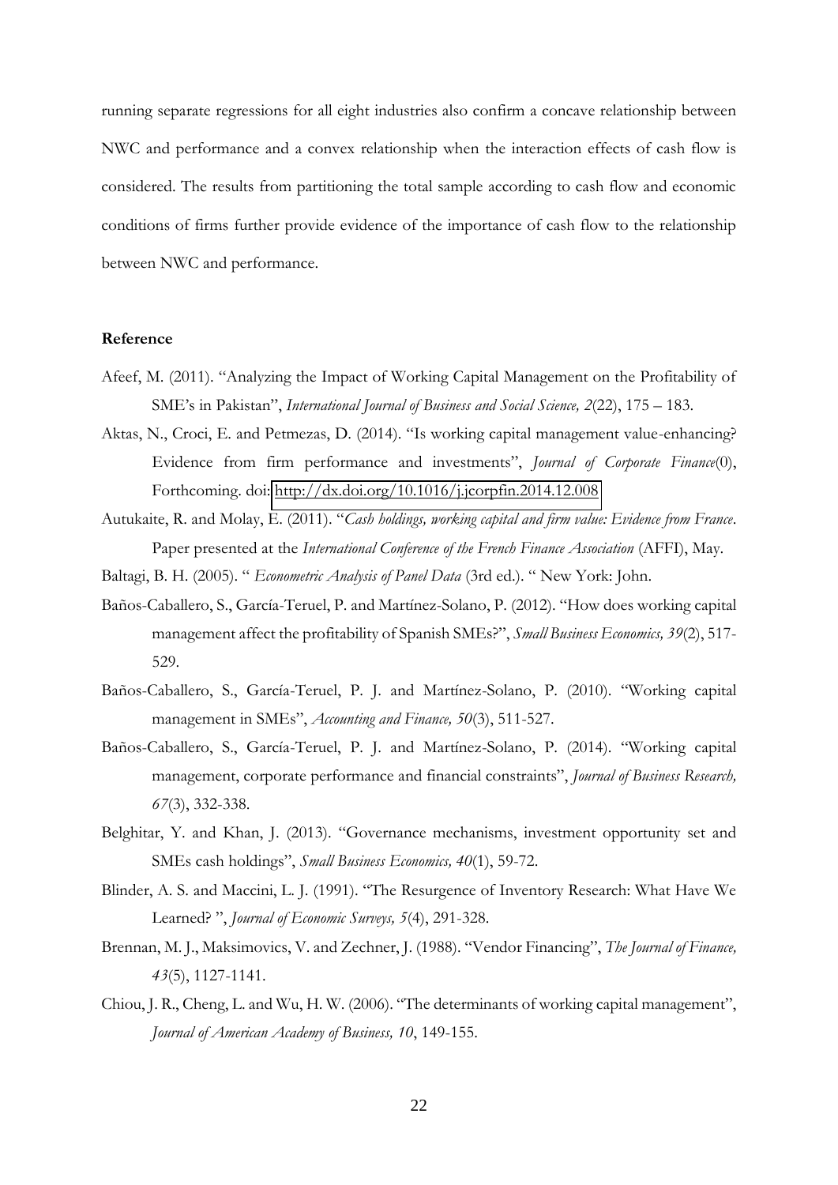running separate regressions for all eight industries also confirm a concave relationship between NWC and performance and a convex relationship when the interaction effects of cash flow is considered. The results from partitioning the total sample according to cash flow and economic conditions of firms further provide evidence of the importance of cash flow to the relationship between NWC and performance.

## Reference

Afeef, M. (2011). "Analyzing the Impact of Working Capital Management on the Profitability of SME's in Pakistan", *International Journal of Business and Social Science, 2*(22), 175 – 183.

Aktas, N., Croci, E. and Petmezas, D. (2014). "Is working capital management value-enhancing? Evidence from firm performance and investments", *Journal of Corporate Finance*(0), Forthcoming. doi: http://dx.doi.org/10.1016/j.jcorpfin.2014.12.008

Autukaite, R. and Molay, E. (2011). "*Cash holdings, working capital and firm value: Evidence from France*. Paper presented at the *International Conference of the French Finance Association* (AFFI), May.

Baltagi, B. H. (2005). " *Econometric Analysis of Panel Data* (3rd ed.). " New York: John.

Baños-Caballero, S., García-Teruel, P. and Martínez-Solano, P. (2012). "How does working capital management affect the profitability of Spanish SMEs?", *Small Business Economics, 39*(2), 517-529.

Baños-Caballero, S., García-Teruel, P. J. and Martínez-Solano, P. (2010). "Working capital management in SMEs", *Accounting and Finance, 50*(3), 511-527.

Baños-Caballero, S., García-Teruel, P. J. and Martínez-Solano, P. (2014). "Working capital management, corporate performance and financial constraints", *Journal of Business Research, 67*(3), 332-338.

Belghitar, Y. and Khan, J. (2013). "Governance mechanisms, investment opportunity set and SMEs cash holdings", *Small Business Economics, 40*(1), 59-72.

Blinder, A. S. and Maccini, L. J. (1991). "The Resurgence of Inventory Research: What Have We Learned? ", *Journal of Economic Surveys, 5*(4), 291-328.

Brennan, M. J., Maksimovics, V. and Zechner, J. (1988). "Vendor Financing", *The Journal of Finance, 43*(5), 1127-1141.

Chiou, J. R., Cheng, L. and Wu, H. W. (2006). "The determinants of working capital management", *Journal of American Academy of Business, 10*, 149-155.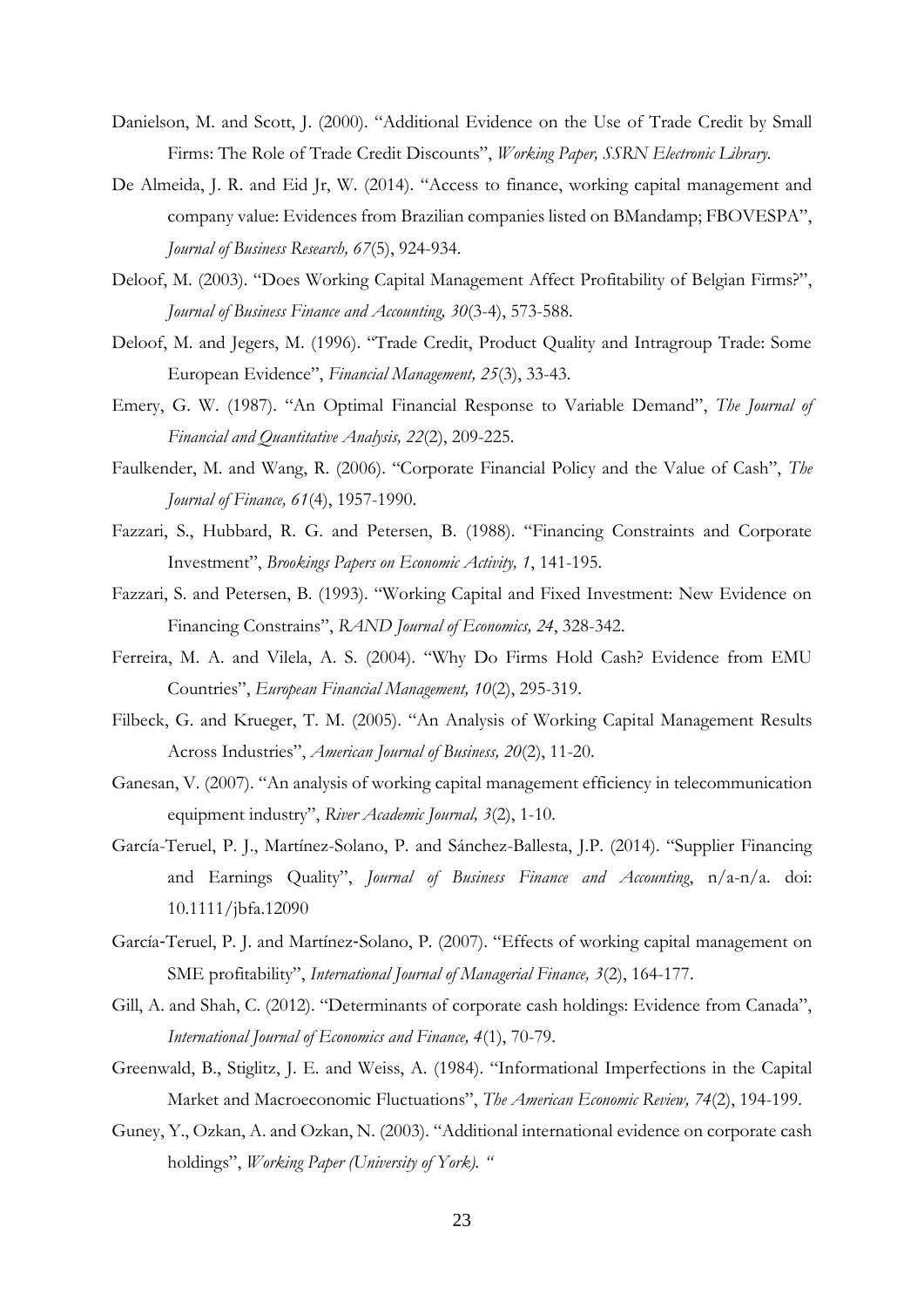Danielson, M. and Scott, J. (2000). "Additional Evidence on the Use of Trade Credit by Small Firms: The Role of Trade Credit Discounts", *Working Paper, SSRN Electronic Library.*

De Almeida, J. R. and Eid Jr, W. (2014). "Access to finance, working capital management and company value: Evidences from Brazilian companies listed on BMandamp; FBOVESPA", *Journal of Business Research, 67*(5), 924-934.

Deloof, M. (2003). "Does Working Capital Management Affect Profitability of Belgian Firms?", *Journal of Business Finance and Accounting, 30*(3-4), 573-588.

Deloof, M. and Jegers, M. (1996). "Trade Credit, Product Quality and Intragroup Trade: Some European Evidence", *Financial Management, 25*(3), 33-43.

Emery, G. W. (1987). "An Optimal Financial Response to Variable Demand", *The Journal of Financial and Quantitative Analysis, 22*(2), 209-225.

Faulkender, M. and Wang, R. (2006). "Corporate Financial Policy and the Value of Cash", *The Journal of Finance, 61*(4), 1957-1990.

Fazzari, S., Hubbard, R. G. and Petersen, B. (1988). "Financing Constraints and Corporate Investment", *Brookings Papers on Economic Activity, 1*, 141-195.

Fazzari, S. and Petersen, B. (1993). "Working Capital and Fixed Investment: New Evidence on Financing Constrains", *RAND Journal of Economics, 24*, 328-342.

Ferreira, M. A. and Vilela, A. S. (2004). "Why Do Firms Hold Cash? Evidence from EMU Countries", *European Financial Management, 10*(2), 295-319.

Filbeck, G. and Krueger, T. M. (2005). "An Analysis of Working Capital Management Results Across Industries", *American Journal of Business, 20*(2), 11-20.

Ganesan, V. (2007). "An analysis of working capital management efficiency in telecommunication equipment industry", *River Academic Journal, 3*(2), 1-10.

García-Teruel, P. J., Martínez-Solano, P. and Sánchez-Ballesta, J.P. (2014). "Supplier Financing and Earnings Quality", *Journal of Business Finance and Accounting*, n/a-n/a. doi: 10.1111/jbfa.12090

García-Teruel, P. J. and Martínez-Solano, P. (2007). "Effects of working capital management on SME profitability", *International Journal of Managerial Finance, 3*(2), 164-177.

Gill, A. and Shah, C. (2012). "Determinants of corporate cash holdings: Evidence from Canada", *International Journal of Economics and Finance, 4*(1), 70-79.

Greenwald, B., Stiglitz, J. E. and Weiss, A. (1984). "Informational Imperfections in the Capital Market and Macroeconomic Fluctuations", *The American Economic Review, 74*(2), 194-199.

Guney, Y., Ozkan, A. and Ozkan, N. (2003). "Additional international evidence on corporate cash holdings", *Working Paper (University of York). "*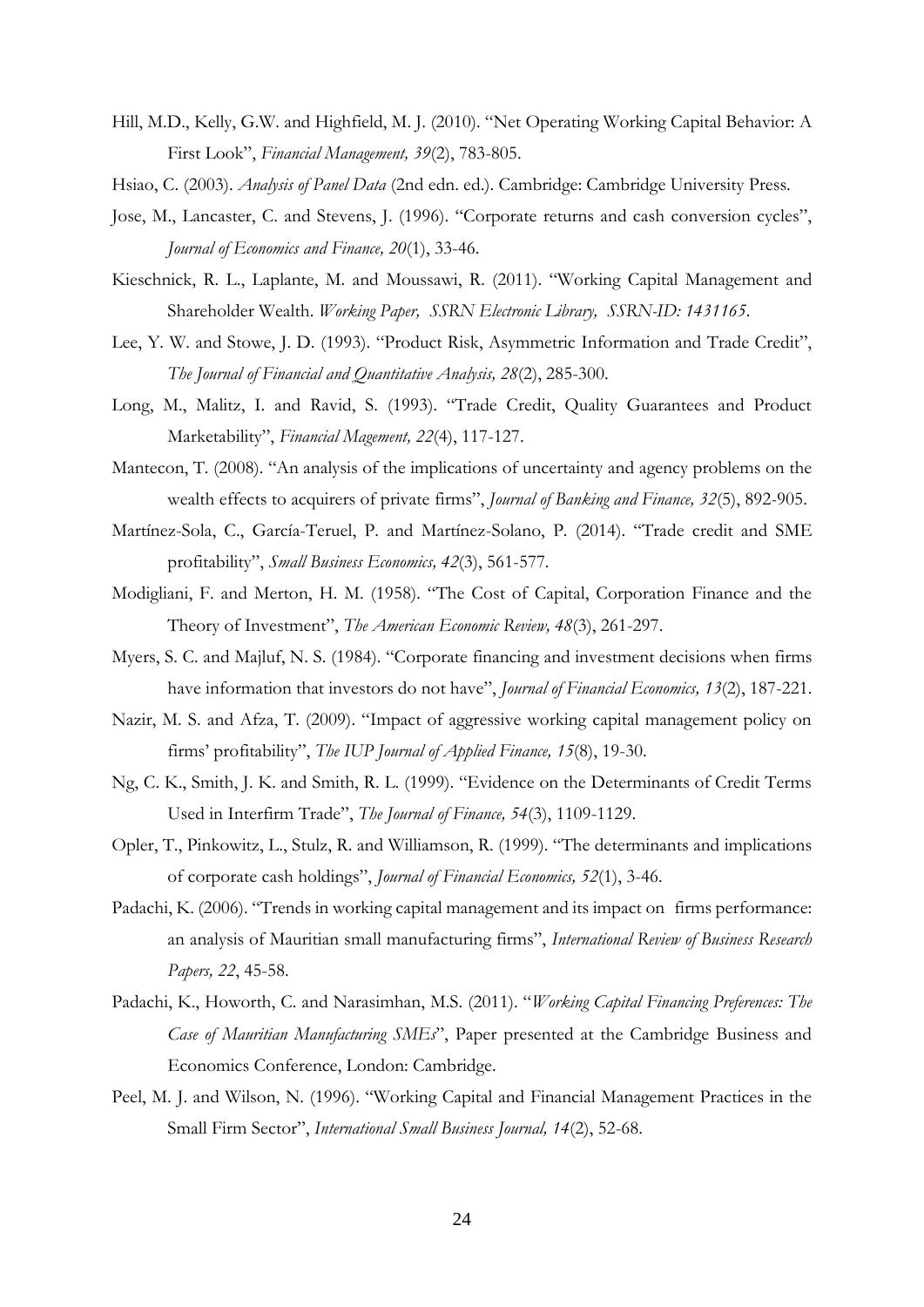Hill, M.D., Kelly, G.W. and Highfield, M. J. (2010). "Net Operating Working Capital Behavior: A First Look", *Financial Management, 39*(2), 783-805.

Hsiao, C. (2003). *Analysis of Panel Data* (2nd edn. ed.). Cambridge: Cambridge University Press.

Jose, M., Lancaster, C. and Stevens, J. (1996). "Corporate returns and cash conversion cycles", *Journal of Economics and Finance, 20*(1), 33-46.

Kieschnick, R. L., Laplante, M. and Moussawi, R. (2011). "Working Capital Management and Shareholder Wealth. *Working Paper, SSRN Electronic Library, SSRN-ID: 1431165*.

Lee, Y. W. and Stowe, J. D. (1993). "Product Risk, Asymmetric Information and Trade Credit", *The Journal of Financial and Quantitative Analysis, 28*(2), 285-300.

Long, M., Malitz, I. and Ravid, S. (1993). "Trade Credit, Quality Guarantees and Product Marketability", *Financial Magement, 22*(4), 117-127.

Mantecon, T. (2008). "An analysis of the implications of uncertainty and agency problems on the wealth effects to acquirers of private firms", *Journal of Banking and Finance, 32*(5), 892-905.

Martínez-Sola, C., García-Teruel, P. and Martínez-Solano, P. (2014). "Trade credit and SME profitability", *Small Business Economics, 42*(3), 561-577.

Modigliani, F. and Merton, H. M. (1958). "The Cost of Capital, Corporation Finance and the Theory of Investment", *The American Economic Review, 48*(3), 261-297.

Myers, S. C. and Majluf, N. S. (1984). "Corporate financing and investment decisions when firms have information that investors do not have", *Journal of Financial Economics, 13*(2), 187-221.

Nazir, M. S. and Afza, T. (2009). "Impact of aggressive working capital management policy on firms' profitability", *The IUP Journal of Applied Finance, 15*(8), 19-30.

Ng, C. K., Smith, J. K. and Smith, R. L. (1999). "Evidence on the Determinants of Credit Terms Used in Interfirm Trade", *The Journal of Finance, 54*(3), 1109-1129.

Opler, T., Pinkowitz, L., Stulz, R. and Williamson, R. (1999). "The determinants and implications of corporate cash holdings", *Journal of Financial Economics, 52*(1), 3-46.

Padachi, K. (2006). "Trends in working capital management and its impact on firms performance: an analysis of Mauritian small manufacturing firms", *International Review of Business Research Papers, 22*, 45-58.

Padachi, K., Howorth, C. and Narasimhan, M.S. (2011). "*Working Capital Financing Preferences: The Case of Mauritian Manufacturing SMEs*", Paper presented at the Cambridge Business and Economics Conference, London: Cambridge.

Peel, M. J. and Wilson, N. (1996). "Working Capital and Financial Management Practices in the Small Firm Sector", *International Small Business Journal, 14*(2), 52-68.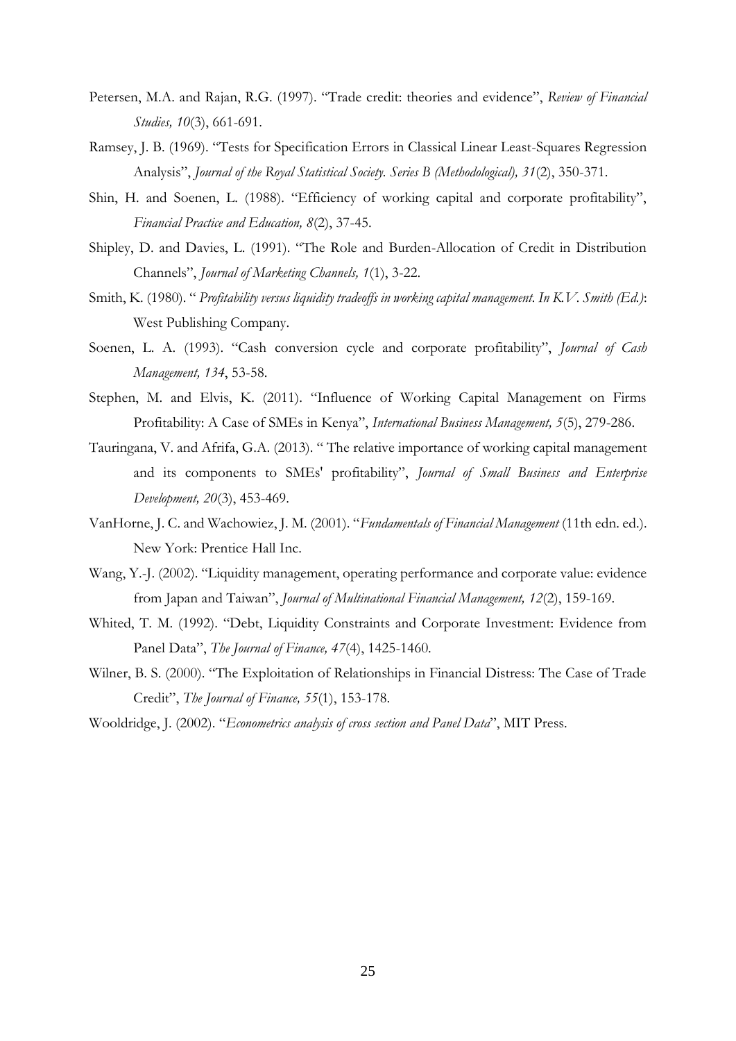Petersen, M.A. and Rajan, R.G. (1997). "Trade credit: theories and evidence", *Review of Financial Studies, 10*(3), 661-691.

Ramsey, J. B. (1969). "Tests for Specification Errors in Classical Linear Least-Squares Regression Analysis", *Journal of the Royal Statistical Society. Series B (Methodological), 31*(2), 350-371.

Shin, H. and Soenen, L. (1988). "Efficiency of working capital and corporate profitability", *Financial Practice and Education, 8*(2), 37-45.

Shipley, D. and Davies, L. (1991). "The Role and Burden-Allocation of Credit in Distribution Channels", *Journal of Marketing Channels, 1*(1), 3-22.

Smith, K. (1980). " *Profitability versus liquidity tradeoffs in working capital management. In K.V. Smith (Ed.)*: West Publishing Company.

Soenen, L. A. (1993). "Cash conversion cycle and corporate profitability", *Journal of Cash Management, 134*, 53-58.

Stephen, M. and Elvis, K. (2011). "Influence of Working Capital Management on Firms Profitability: A Case of SMEs in Kenya", *International Business Management, 5*(5), 279-286.

Tauringana, V. and Afrifa, G.A. (2013). " The relative importance of working capital management and its components to SMEs' profitability", *Journal of Small Business and Enterprise Development, 20*(3), 453-469.

VanHorne, J. C. and Wachowiez, J. M. (2001). "*Fundamentals of Financial Management* (11th edn. ed.). New York: Prentice Hall Inc.

Wang, Y.-J. (2002). "Liquidity management, operating performance and corporate value: evidence from Japan and Taiwan", *Journal of Multinational Financial Management, 12*(2), 159-169.

Whited, T. M. (1992). "Debt, Liquidity Constraints and Corporate Investment: Evidence from Panel Data", *The Journal of Finance, 47*(4), 1425-1460.

Wilner, B. S. (2000). "The Exploitation of Relationships in Financial Distress: The Case of Trade Credit", *The Journal of Finance, 55*(1), 153-178.

Wooldridge, J. (2002). "*Econometrics analysis of cross section and Panel Data*", MIT Press.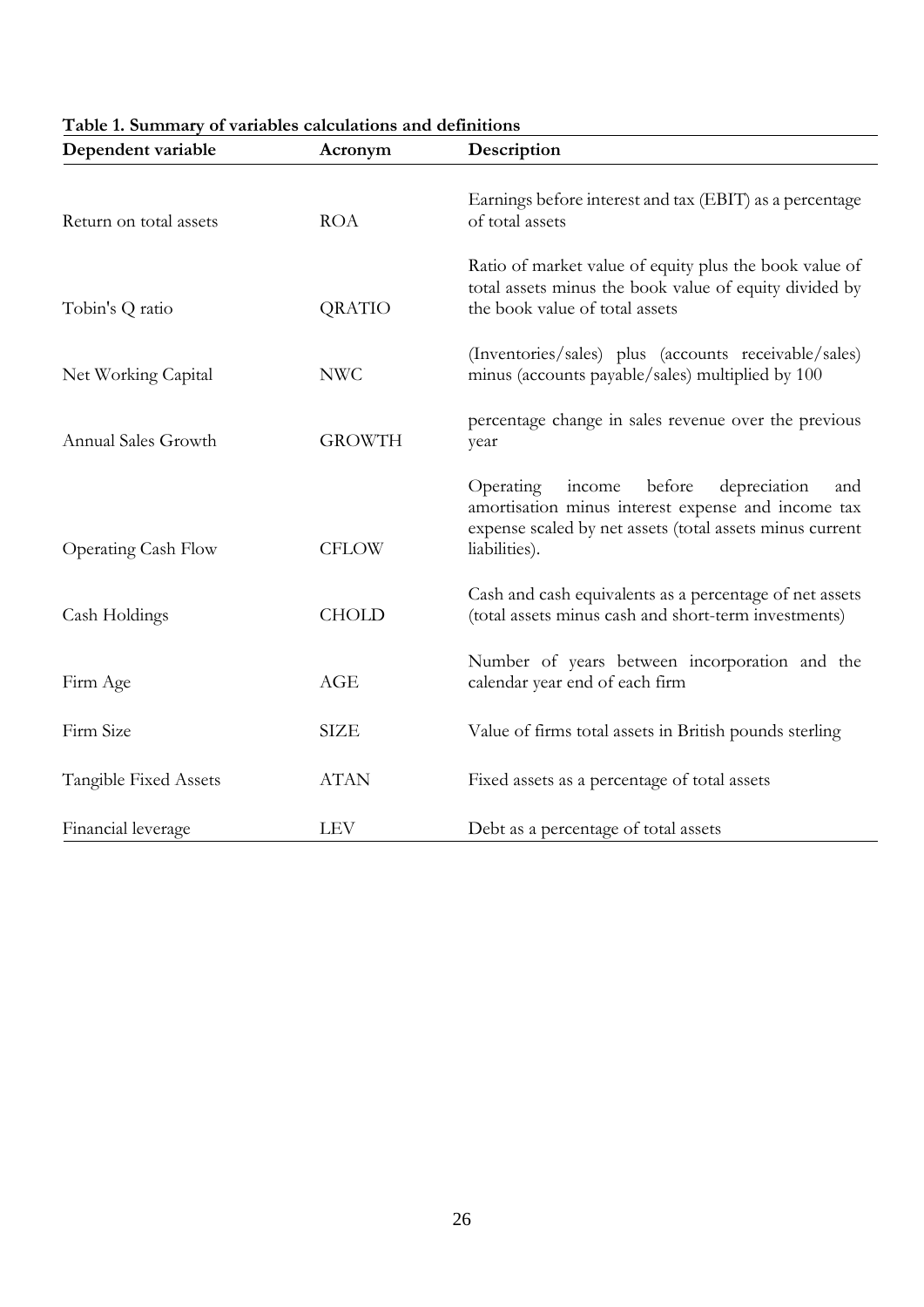**Table 1. Summary of variables calculations and definitions**

| Dependent variable | Acronym | Description |
|---|---|---|
| Return on total assets | ROA | Earnings before interest and tax (EBIT) as a percentage of total assets |
| Tobin's Q ratio | QRATIO | Ratio of market value of equity plus the book value of total assets minus the book value of equity divided by the book value of total assets |
| Net Working Capital | NWC | (Inventories/sales) plus (accounts receivable/sales) minus (accounts payable/sales) multiplied by 100 |
| Annual Sales Growth | GROWTH | percentage change in sales revenue over the previous year |
| Operating Cash Flow | CFLOW | Operating income before depreciation and amortisation minus interest expense and income tax expense scaled by net assets (total assets minus current liabilities). |
| Cash Holdings | CHOLD | Cash and cash equivalents as a percentage of net assets (total assets minus cash and short-term investments) |
| Firm Age | AGE | Number of years between incorporation and the calendar year end of each firm |
| Firm Size | SIZE | Value of firms total assets in British pounds sterling |
| Tangible Fixed Assets | ATAN | Fixed assets as a percentage of total assets |
| Financial leverage | LEV | Debt as a percentage of total assets |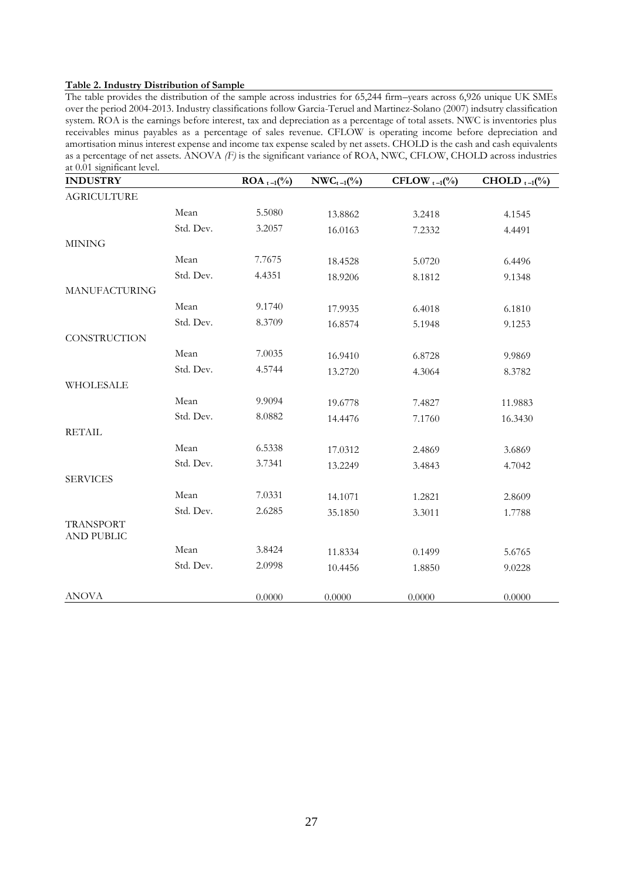**Table 2. Industry Distribution of Sample**

The table provides the distribution of the sample across industries for 65,244 firm–years across 6,926 unique UK SMEs over the period 2004-2013. Industry classifications follow Garcia-Teruel and Martinez-Solano (2007) indsutry classification system. ROA is the earnings before interest, tax and depreciation as a percentage of total assets. NWC is inventories plus receivables minus payables as a percentage of sales revenue. CFLOW is operating income before depreciation and amortisation minus interest expense and income tax expense scaled by net assets. CHOLD is the cash and cash equivalents as a percentage of net assets. ANOVA *(F)* is the significant variance of ROA, NWC, CFLOW, CHOLD across industries at 0.01 significant level.

| **INDUSTRY** | | **$ROA_{t-1}$(%)** | **$NWC_{t-1}$(%)** | **$CFLOW_{t-1}$(%)** | **$CHOLD_{t-1}$(%)** |
|---|---|---|---|---|---|
| AGRICULTURE | | | | | |
| | Mean | 5.5080 | 13.8862 | 3.2418 | 4.1545 |
| | Std. Dev. | 3.2057 | 16.0163 | 7.2332 | 4.4491 |
| MINING | | | | | |
| | Mean | 7.7675 | 18.4528 | 5.0720 | 6.4496 |
| | Std. Dev. | 4.4351 | 18.9206 | 8.1812 | 9.1348 |
| MANUFACTURING | | | | | |
| | Mean | 9.1740 | 17.9935 | 6.4018 | 6.1810 |
| | Std. Dev. | 8.3709 | 16.8574 | 5.1948 | 9.1253 |
| CONSTRUCTION | | | | | |
| | Mean | 7.0035 | 16.9410 | 6.8728 | 9.9869 |
| | Std. Dev. | 4.5744 | 13.2720 | 4.3064 | 8.3782 |
| WHOLESALE | | | | | |
| | Mean | 9.9094 | 19.6778 | 7.4827 | 11.9883 |
| | Std. Dev. | 8.0882 | 14.4476 | 7.1760 | 16.3430 |
| RETAIL | | | | | |
| | Mean | 6.5338 | 17.0312 | 2.4869 | 3.6869 |
| | Std. Dev. | 3.7341 | 13.2249 | 3.4843 | 4.7042 |
| SERVICES | | | | | |
| | Mean | 7.0331 | 14.1071 | 1.2821 | 2.8609 |
| | Std. Dev. | 2.6285 | 35.1850 | 3.3011 | 1.7788 |
| TRANSPORT AND PUBLIC | | | | | |
| | Mean | 3.8424 | 11.8334 | 0.1499 | 5.6765 |
| | Std. Dev. | 2.0998 | 10.4456 | 1.8850 | 9.0228 |
| ANOVA | | 0.0000 | 0.0000 | 0.0000 | 0.0000 |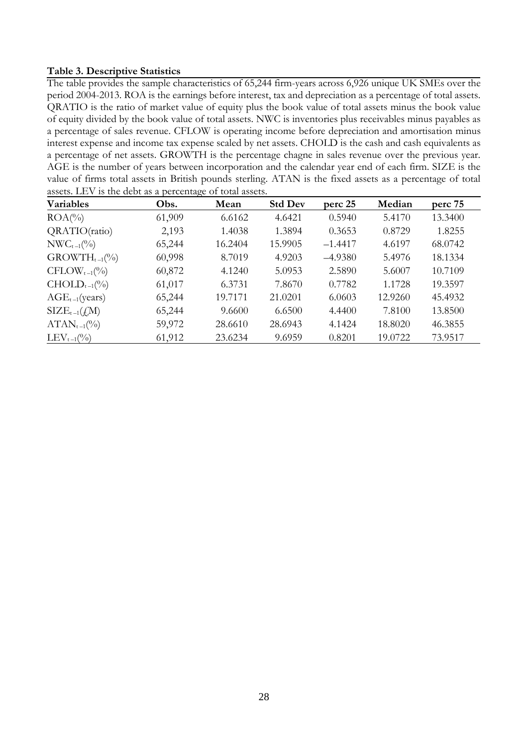**Table 3. Descriptive Statistics**

The table provides the sample characteristics of 65,244 firm-years across 6,926 unique UK SMEs over the period 2004-2013. ROA is the earnings before interest, tax and depreciation as a percentage of total assets. QRATIO is the ratio of market value of equity plus the book value of total assets minus the book value of equity divided by the book value of total assets. NWC is inventories plus receivables minus payables as a percentage of sales revenue. CFLOW is operating income before depreciation and amortisation minus interest expense and income tax expense scaled by net assets. CHOLD is the cash and cash equivalents as a percentage of net assets. GROWTH is the percentage chagne in sales revenue over the previous year. AGE is the number of years between incorporation and the calendar year end of each firm. SIZE is the value of firms total assets in British pounds sterling. ATAN is the fixed assets as a percentage of total assets. LEV is the debt as a percentage of total assets.

| Variables | Obs. | Mean | Std Dev | perc 25 | Median | perc 75 |
|---|---|---|---|---|---|---|
| ROA(%) | 61,909 | 6.6162 | 4.6421 | 0.5940 | 5.4170 | 13.3400 |
| QRATIO(ratio) | 2,193 | 1.4038 | 1.3894 | 0.3653 | 0.8729 | 1.8255 |
| $NWC_{t-1}$(%) | 65,244 | 16.2404 | 15.9905 | −1.4417 | 4.6197 | 68.0742 |
| $GROWTH_{t-1}$(%) | 60,998 | 8.7019 | 4.9203 | −4.9380 | 5.4976 | 18.1334 |
| $CFLOW_{t-1}$(%) | 60,872 | 4.1240 | 5.0953 | 2.5890 | 5.6007 | 10.7109 |
| $CHOLD_{t-1}$(%) | 61,017 | 6.3731 | 7.8670 | 0.7782 | 1.1728 | 19.3597 |
| $AGE_{t-1}$(years) | 65,244 | 19.7171 | 21.0201 | 6.0603 | 12.9260 | 45.4932 |
| $SIZE_{t-1}$(£M) | 65,244 | 9.6600 | 6.6500 | 4.4400 | 7.8100 | 13.8500 |
| $ATAN_{t-1}$(%) | 59,972 | 28.6610 | 28.6943 | 4.1424 | 18.8020 | 46.3855 |
| $LEV_{t-1}$(%) | 61,912 | 23.6234 | 9.6959 | 0.8201 | 19.0722 | 73.9517 |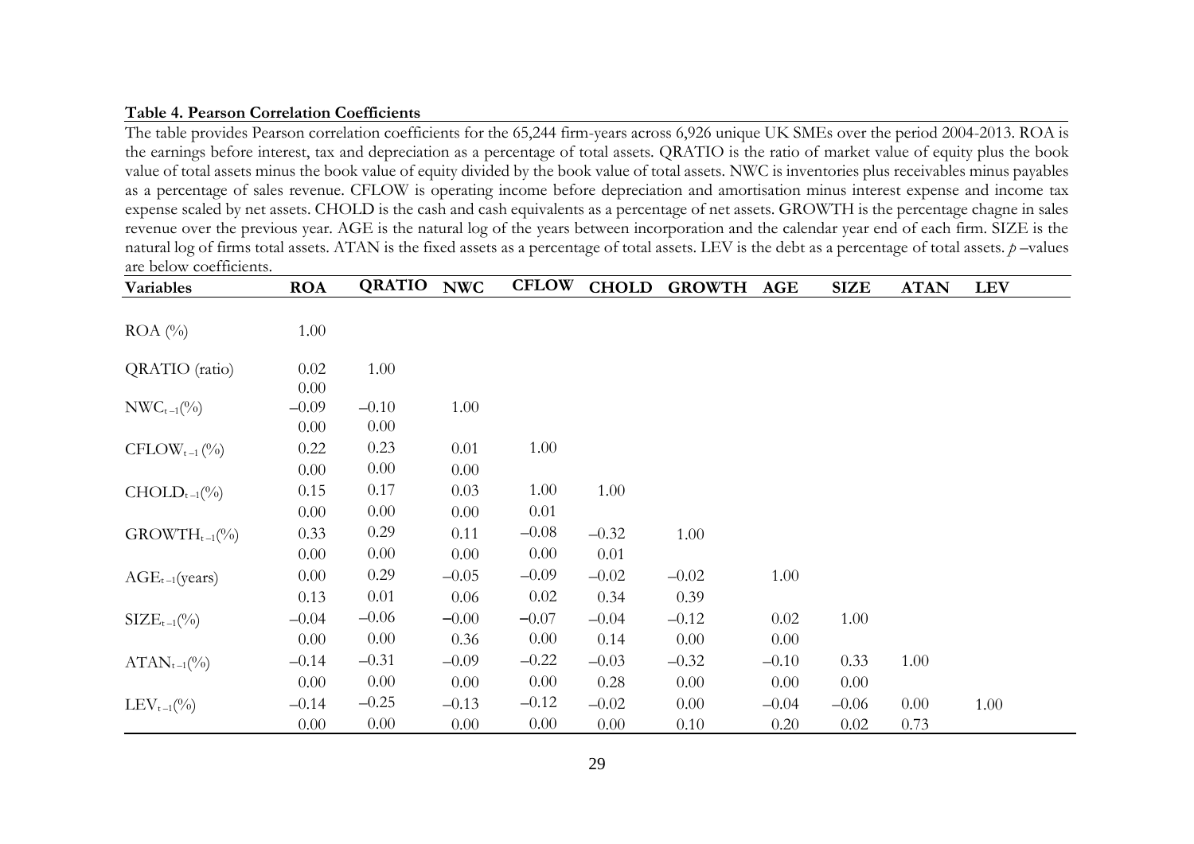**Table 4. Pearson Correlation Coefficients**

The table provides Pearson correlation coefficients for the 65,244 firm-years across 6,926 unique UK SMEs over the period 2004-2013. ROA is the earnings before interest, tax and depreciation as a percentage of total assets. QRATIO is the ratio of market value of equity plus the book value of total assets minus the book value of equity divided by the book value of total assets. NWC is inventories plus receivables minus payables as a percentage of sales revenue. CFLOW is operating income before depreciation and amortisation minus interest expense and income tax expense scaled by net assets. CHOLD is the cash and cash equivalents as a percentage of net assets. GROWTH is the percentage chagne in sales revenue over the previous year. AGE is the natural log of the years between incorporation and the calendar year end of each firm. SIZE is the natural log of firms total assets. ATAN is the fixed assets as a percentage of total assets. LEV is the debt as a percentage of total assets. *p* –values are below coefficients.

| Variables | ROA | QRATIO | NWC | CFLOW | CHOLD | GROWTH | AGE | SIZE | ATAN | LEV |
|---|---|---|---|---|---|---|---|---|---|---|
| ROA (%) | 1.00 | | | | | | | | | |
| QRATIO (ratio) | 0.02 | 1.00 | | | | | | | | |
| | 0.00 | | | | | | | | | |
| $NWC_{t-1}$(%) | –0.09 | –0.10 | 1.00 | | | | | | | |
| | 0.00 | 0.00 | | | | | | | | |
| $CFLOW_{t-1}$ (%) | 0.22 | 0.23 | 0.01 | 1.00 | | | | | | |
| | 0.00 | 0.00 | 0.00 | | | | | | | |
| $CHOLD_{t-1}$(%) | 0.15 | 0.17 | 0.03 | 1.00 | 1.00 | | | | | |
| | 0.00 | 0.00 | 0.00 | 0.01 | | | | | | |
| $GROWTH_{t-1}$(%) | 0.33 | 0.29 | 0.11 | –0.08 | –0.32 | 1.00 | | | | |
| | 0.00 | 0.00 | 0.00 | 0.00 | 0.01 | | | | | |
| $AGE_{t-1}$(years) | 0.00 | 0.29 | –0.05 | –0.09 | –0.02 | –0.02 | 1.00 | | | |
| | 0.13 | 0.01 | 0.06 | 0.02 | 0.34 | 0.39 | | | | |
| $SIZE_{t-1}$(%) | –0.04 | –0.06 | –0.00 | –0.07 | –0.04 | –0.12 | 0.02 | 1.00 | | |
| | 0.00 | 0.00 | 0.36 | 0.00 | 0.14 | 0.00 | 0.00 | | | |
| $ATAN_{t-1}$(%) | –0.14 | –0.31 | –0.09 | –0.22 | –0.03 | –0.32 | –0.10 | 0.33 | 1.00 | |
| | 0.00 | 0.00 | 0.00 | 0.00 | 0.28 | 0.00 | 0.00 | 0.00 | | |
| $LEV_{t-1}$(%) | –0.14 | –0.25 | –0.13 | –0.12 | –0.02 | 0.00 | –0.04 | –0.06 | 0.00 | 1.00 |
| | 0.00 | 0.00 | 0.00 | 0.00 | 0.00 | 0.10 | 0.20 | 0.02 | 0.73 | |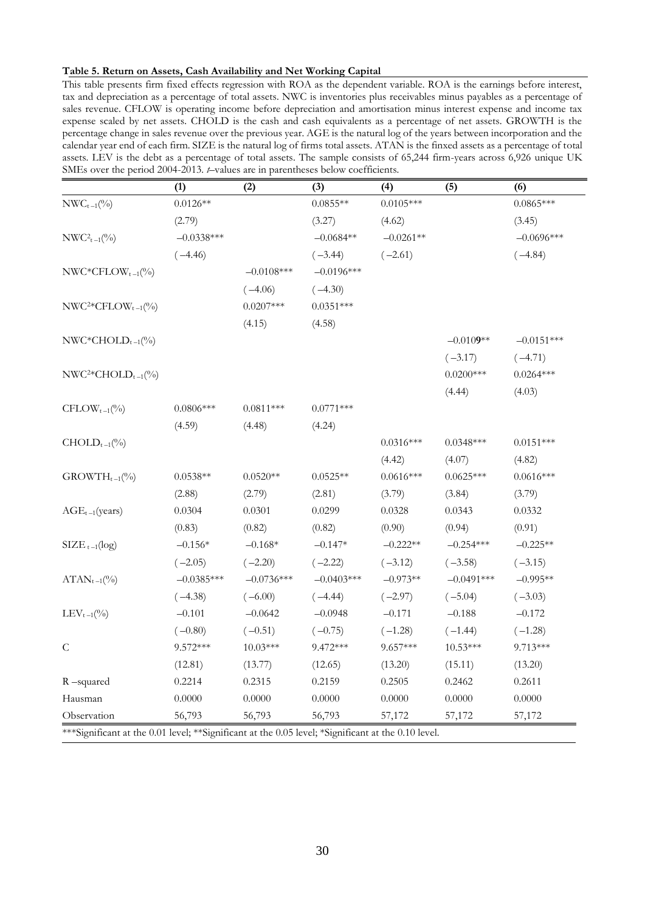**Table 5. Return on Assets, Cash Availability and Net Working Capital**

This table presents firm fixed effects regression with ROA as the dependent variable. ROA is the earnings before interest, tax and depreciation as a percentage of total assets. NWC is inventories plus receivables minus payables as a percentage of sales revenue. CFLOW is operating income before depreciation and amortisation minus interest expense and income tax expense scaled by net assets. CHOLD is the cash and cash equivalents as a percentage of net assets. GROWTH is the percentage change in sales revenue over the previous year. AGE is the natural log of the years between incorporation and the calendar year end of each firm. SIZE is the natural log of firms total assets. ATAN is the finxed assets as a percentage of total assets. LEV is the debt as a percentage of total assets. The sample consists of 65,244 firm-years across 6,926 unique UK SMEs over the period 2004-2013. *t*–values are in parentheses below coefficients.

| | (1) | (2) | (3) | (4) | (5) | (6) |
|---|---|---|---|---|---|---|
| $NWC_{t-1}$(%) | 0.0126** | | 0.0855** | 0.0105*** | | 0.0865*** |
| | (2.79) | | (3.27) | (4.62) | | (3.45) |
| $NWC^2_{t-1}$(%) | −0.0338*** | | −0.0684** | −0.0261** | | −0.0696*** |
| | (−4.46) | | (−3.44) | (−2.61) | | (−4.84) |
| $NWC*CFLOW_{t-1}$(%) | | −0.0108*** | −0.0196*** | | | |
| | | (−4.06) | (−4.30) | | | |
| $NWC^2*CFLOW_{t-1}$(%) | | 0.0207*** | 0.0351*** | | | |
| | | (4.15) | (4.58) | | | |
| $NWC*CHOLD_{t-1}$(%) | | | | | −0.0109** | −0.0151*** |
| | | | | | (−3.17) | (−4.71) |
| $NWC^2*CHOLD_{t-1}$(%) | | | | | 0.0200*** | 0.0264*** |
| | | | | | (4.44) | (4.03) |
| $CFLOW_{t-1}$(%) | 0.0806*** | 0.0811*** | 0.0771*** | | | |
| | (4.59) | (4.48) | (4.24) | | | |
| $CHOLD_{t-1}$(%) | | | | 0.0316*** | 0.0348*** | 0.0151*** |
| | | | | (4.42) | (4.07) | (4.82) |
| $GROWTH_{t-1}$(%) | 0.0538** | 0.0520** | 0.0525** | 0.0616*** | 0.0625*** | 0.0616*** |
| | (2.88) | (2.79) | (2.81) | (3.79) | (3.84) | (3.79) |
| $AGE_{t-1}$(years) | 0.0304 | 0.0301 | 0.0299 | 0.0328 | 0.0343 | 0.0332 |
| | (0.83) | (0.82) | (0.82) | (0.90) | (0.94) | (0.91) |
| $SIZE_{t-1}$(log) | −0.156* | −0.168* | −0.147* | −0.222** | −0.254*** | −0.225** |
| | (−2.05) | (−2.20) | (−2.22) | (−3.12) | (−3.58) | (−3.15) |
| $ATAN_{t-1}$(%) | −0.0385*** | −0.0736*** | −0.0403*** | −0.973** | −0.0491*** | −0.995** |
| | (−4.38) | (−6.00) | (−4.44) | (−2.97) | (−5.04) | (−3.03) |
| $LEV_{t-1}$(%) | −0.101 | −0.0642 | −0.0948 | −0.171 | −0.188 | −0.172 |
| | (−0.80) | (−0.51) | (−0.75) | (−1.28) | (−1.44) | (−1.28) |
| C | 9.572*** | 10.03*** | 9.472*** | 9.657*** | 10.53*** | 9.713*** |
| | (12.81) | (13.77) | (12.65) | (13.20) | (15.11) | (13.20) |
| R –squared | 0.2214 | 0.2315 | 0.2159 | 0.2505 | 0.2462 | 0.2611 |
| Hausman | 0.0000 | 0.0000 | 0.0000 | 0.0000 | 0.0000 | 0.0000 |
| Observation | 56,793 | 56,793 | 56,793 | 57,172 | 57,172 | 57,172 |

***Significant at the 0.01 level; **Significant at the 0.05 level; *Significant at the 0.10 level.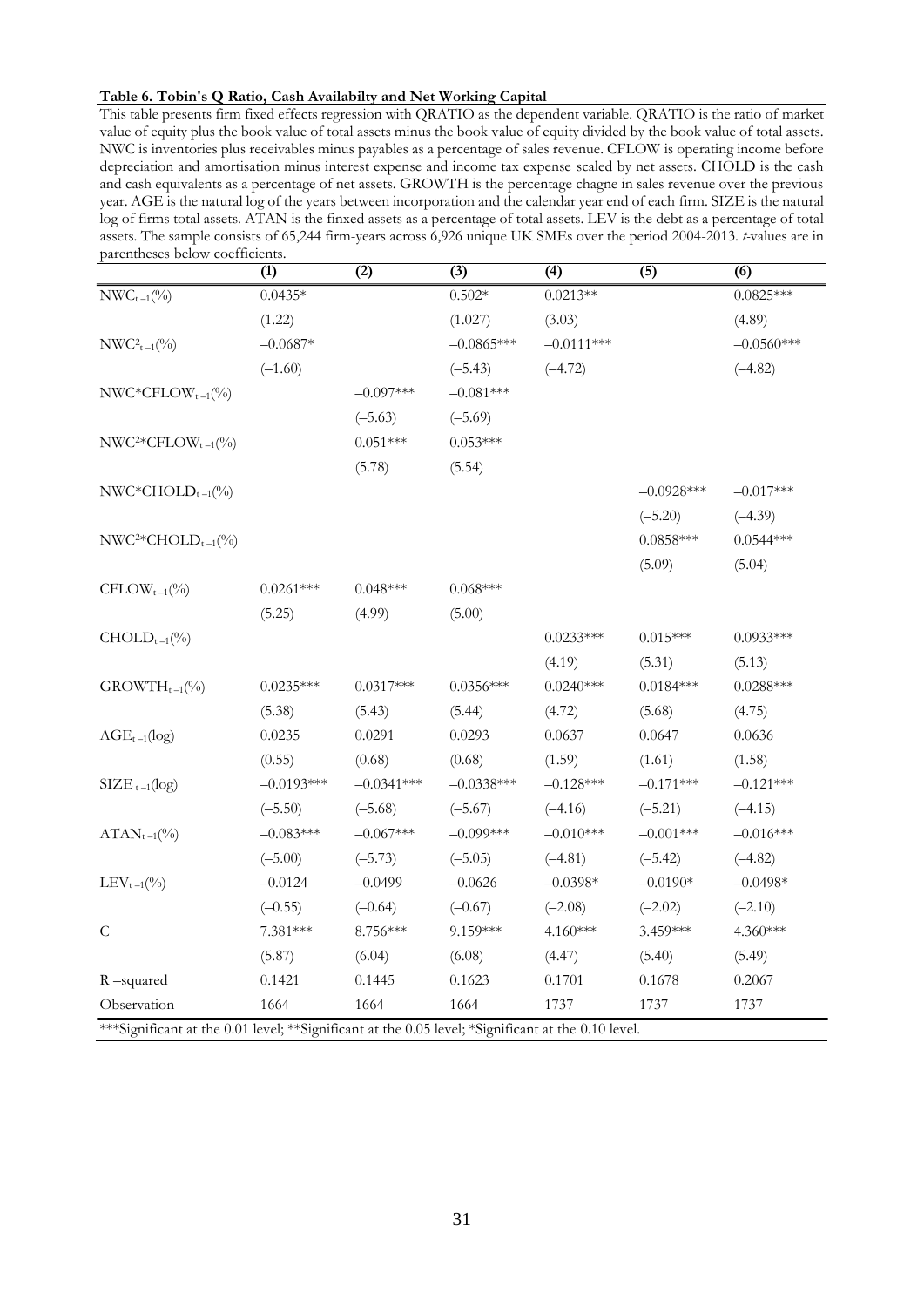**Table 6. Tobin's Q Ratio, Cash Availabilty and Net Working Capital**

This table presents firm fixed effects regression with QRATIO as the dependent variable. QRATIO is the ratio of market value of equity plus the book value of total assets minus the book value of equity divided by the book value of total assets. NWC is inventories plus receivables minus payables as a percentage of sales revenue. CFLOW is operating income before depreciation and amortisation minus interest expense and income tax expense scaled by net assets. CHOLD is the cash and cash equivalents as a percentage of net assets. GROWTH is the percentage chagne in sales revenue over the previous year. AGE is the natural log of the years between incorporation and the calendar year end of each firm. SIZE is the natural log of firms total assets. ATAN is the finxed assets as a percentage of total assets. LEV is the debt as a percentage of total assets. The sample consists of 65,244 firm-years across 6,926 unique UK SMEs over the period 2004-2013. *t*-values are in parentheses below coefficients.

| | (1) | (2) | (3) | (4) | (5) | (6) |
|---|---|---|---|---|---|---|
| $NWC_{t-1}$(%) | 0.0435* | | 0.502* | 0.0213** | | 0.0825*** |
| | (1.22) | | (1.027) | (3.03) | | (4.89) |
| $NWC^2_{t-1}$(%) | –0.0687* | | –0.0865*** | –0.0111*** | | –0.0560*** |
| | (–1.60) | | (–5.43) | (–4.72) | | (–4.82) |
| $NWC{*}CFLOW_{t-1}$(%) | | –0.097*** | –0.081*** | | | |
| | | (–5.63) | (–5.69) | | | |
| $NWC^2{*}CFLOW_{t-1}$(%) | | 0.051*** | 0.053*** | | | |
| | | (5.78) | (5.54) | | | |
| $NWC{*}CHOLD_{t-1}$(%) | | | | | –0.0928*** | –0.017*** |
| | | | | | (–5.20) | (–4.39) |
| $NWC^2{*}CHOLD_{t-1}$(%) | | | | | 0.0858*** | 0.0544*** |
| | | | | | (5.09) | (5.04) |
| $CFLOW_{t-1}$(%) | 0.0261*** | 0.048*** | 0.068*** | | | |
| | (5.25) | (4.99) | (5.00) | | | |
| $CHOLD_{t-1}$(%) | | | | 0.0233*** | 0.015*** | 0.0933*** |
| | | | | (4.19) | (5.31) | (5.13) |
| $GROWTH_{t-1}$(%) | 0.0235*** | 0.0317*** | 0.0356*** | 0.0240*** | 0.0184*** | 0.0288*** |
| | (5.38) | (5.43) | (5.44) | (4.72) | (5.68) | (4.75) |
| $AGE_{t-1}$(log) | 0.0235 | 0.0291 | 0.0293 | 0.0637 | 0.0647 | 0.0636 |
| | (0.55) | (0.68) | (0.68) | (1.59) | (1.61) | (1.58) |
| $SIZE_{t-1}$(log) | –0.0193*** | –0.0341*** | –0.0338*** | –0.128*** | –0.171*** | –0.121*** |
| | (–5.50) | (–5.68) | (–5.67) | (–4.16) | (–5.21) | (–4.15) |
| $ATAN_{t-1}$(%) | –0.083*** | –0.067*** | –0.099*** | –0.010*** | –0.001*** | –0.016*** |
| | (–5.00) | (–5.73) | (–5.05) | (–4.81) | (–5.42) | (–4.82) |
| $LEV_{t-1}$(%) | –0.0124 | –0.0499 | –0.0626 | –0.0398* | –0.0190* | –0.0498* |
| | (–0.55) | (–0.64) | (–0.67) | (–2.08) | (–2.02) | (–2.10) |
| C | 7.381*** | 8.756*** | 9.159*** | 4.160*** | 3.459*** | 4.360*** |
| | (5.87) | (6.04) | (6.08) | (4.47) | (5.40) | (5.49) |
| R –squared | 0.1421 | 0.1445 | 0.1623 | 0.1701 | 0.1678 | 0.2067 |
| Observation | 1664 | 1664 | 1664 | 1737 | 1737 | 1737 |

***Significant at the 0.01 level; **Significant at the 0.05 level; *Significant at the 0.10 level.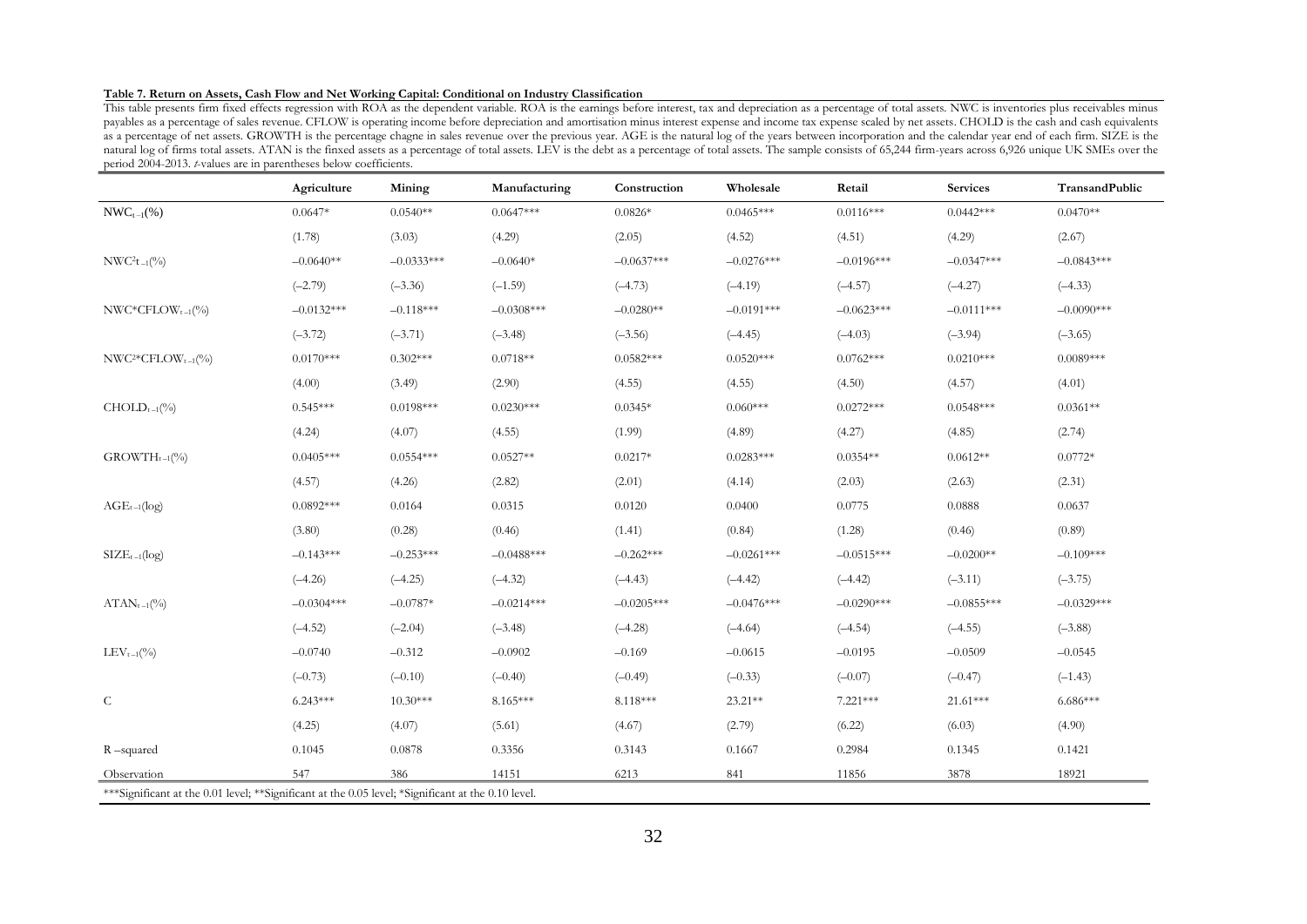**Table 7. Return on Assets, Cash Flow and Net Working Capital: Conditional on Industry Classification**

This table presents firm fixed effects regression with ROA as the dependent variable. ROA is the earnings before interest, tax and depreciation as a percentage of total assets. NWC is inventories plus receivables minus payables as a percentage of sales revenue. CFLOW is operating income before depreciation and amortisation minus interest expense and income tax expense scaled by net assets. CHOLD is the cash and cash equivalents as a percentage of net assets. GROWTH is the percentage chagne in sales revenue over the previous year. AGE is the natural log of the years between incorporation and the calendar year end of each firm. SIZE is the natural log of firms total assets. ATAN is the finxed assets as a percentage of total assets. LEV is the debt as a percentage of total assets. The sample consists of 65,244 firm-years across 6,926 unique UK SMEs over the period 2004-2013. *t*-values are in parentheses below coefficients.

| | Agriculture | Mining | Manufacturing | Construction | Wholesale | Retail | Services | TransandPublic |
|---|---|---|---|---|---|---|---|---|
| $NWC_{t-1}$(%) | 0.0647* | 0.0540** | 0.0647*** | 0.0826* | 0.0465*** | 0.0116*** | 0.0442*** | 0.0470** |
| | (1.78) | (3.03) | (4.29) | (2.05) | (4.52) | (4.51) | (4.29) | (2.67) |
| $NWC^2_{t-1}$(%) | –0.0640** | –0.0333*** | –0.0640* | –0.0637*** | –0.0276*** | –0.0196*** | –0.0347*** | –0.0843*** |
| | (–2.79) | (–3.36) | (–1.59) | (–4.73) | (–4.19) | (–4.57) | (–4.27) | (–4.33) |
| $NWC*CFLOW_{t-1}$(%) | –0.0132*** | –0.118*** | –0.0308*** | –0.0280** | –0.0191*** | –0.0623*** | –0.0111*** | –0.0090*** |
| | (–3.72) | (–3.71) | (–3.48) | (–3.56) | (–4.45) | (–4.03) | (–3.94) | (–3.65) |
| $NWC^2*CFLOW_{t-1}$(%) | 0.0170*** | 0.302*** | 0.0718** | 0.0582*** | 0.0520*** | 0.0762*** | 0.0210*** | 0.0089*** |
| | (4.00) | (3.49) | (2.90) | (4.55) | (4.55) | (4.50) | (4.57) | (4.01) |
| $CHOLD_{t-1}$(%) | 0.545*** | 0.0198*** | 0.0230*** | 0.0345* | 0.060*** | 0.0272*** | 0.0548*** | 0.0361** |
| | (4.24) | (4.07) | (4.55) | (1.99) | (4.89) | (4.27) | (4.85) | (2.74) |
| $GROWTH_{t-1}$(%) | 0.0405*** | 0.0554*** | 0.0527** | 0.0217* | 0.0283*** | 0.0354** | 0.0612** | 0.0772* |
| | (4.57) | (4.26) | (2.82) | (2.01) | (4.14) | (2.03) | (2.63) | (2.31) |
| $AGE_{t-1}$(log) | 0.0892*** | 0.0164 | 0.0315 | 0.0120 | 0.0400 | 0.0775 | 0.0888 | 0.0637 |
| | (3.80) | (0.28) | (0.46) | (1.41) | (0.84) | (1.28) | (0.46) | (0.89) |
| $SIZE_{t-1}$(log) | –0.143*** | –0.253*** | –0.0488*** | –0.262*** | –0.0261*** | –0.0515*** | –0.0200** | –0.109*** |
| | (–4.26) | (–4.25) | (–4.32) | (–4.43) | (–4.42) | (–4.42) | (–3.11) | (–3.75) |
| $ATAN_{t-1}$(%) | –0.0304*** | –0.0787* | –0.0214*** | –0.0205*** | –0.0476*** | –0.0290*** | –0.0855*** | –0.0329*** |
| | (–4.52) | (–2.04) | (–3.48) | (–4.28) | (–4.64) | (–4.54) | (–4.55) | (–3.88) |
| $LEV_{t-1}$(%) | –0.0740 | –0.312 | –0.0902 | –0.169 | –0.0615 | –0.0195 | –0.0509 | –0.0545 |
| | (–0.73) | (–0.10) | (–0.40) | (–0.49) | (–0.33) | (–0.07) | (–0.47) | (–1.43) |
| C | 6.243*** | 10.30*** | 8.165*** | 8.118*** | 23.21** | 7.221*** | 21.61*** | 6.686*** |
| | (4.25) | (4.07) | (5.61) | (4.67) | (2.79) | (6.22) | (6.03) | (4.90) |
| R –squared | 0.1045 | 0.0878 | 0.3356 | 0.3143 | 0.1667 | 0.2984 | 0.1345 | 0.1421 |
| Observation | 547 | 386 | 14151 | 6213 | 841 | 11856 | 3878 | 18921 |

***Significant at the 0.01 level; **Significant at the 0.05 level; *Significant at the 0.10 level.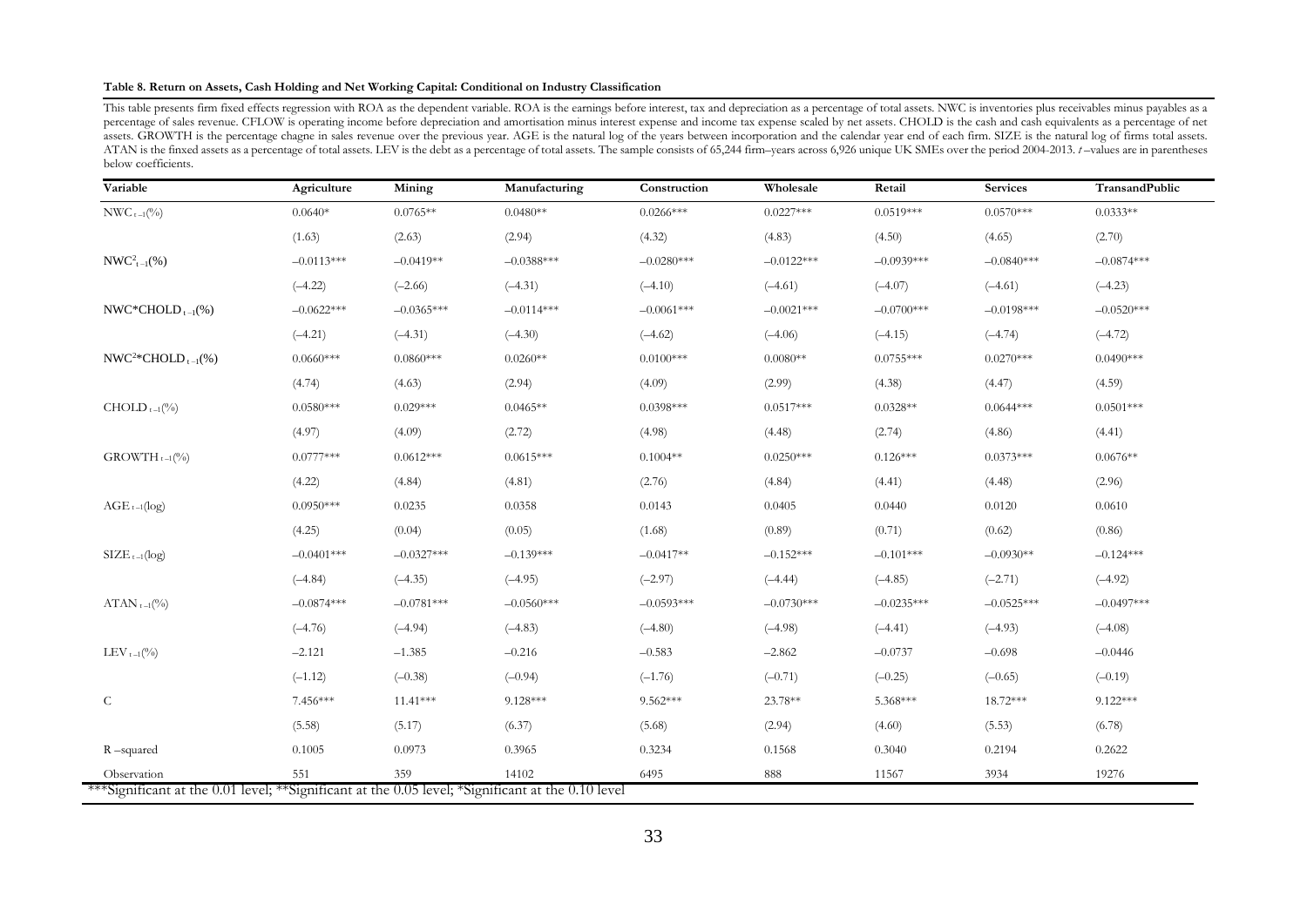**Table 8. Return on Assets, Cash Holding and Net Working Capital: Conditional on Industry Classification**

This table presents firm fixed effects regression with ROA as the dependent variable. ROA is the earnings before interest, tax and depreciation as a percentage of total assets. NWC is inventories plus receivables minus payables as a percentage of sales revenue. CFLOW is operating income before depreciation and amortisation minus interest expense and income tax expense scaled by net assets. CHOLD is the cash and cash equivalents as a percentage of net assets. GROWTH is the percentage chagne in sales revenue over the previous year. AGE is the natural log of the years between incorporation and the calendar year end of each firm. SIZE is the natural log of firms total assets. ATAN is the finxed assets as a percentage of total assets. LEV is the debt as a percentage of total assets. The sample consists of 65,244 firm–years across 6,926 unique UK SMEs over the period 2004-2013. *t*–values are in parentheses below coefficients.

| Variable | Agriculture | Mining | Manufacturing | Construction | Wholesale | Retail | Services | TransandPublic |
|---|---|---|---|---|---|---|---|---|
| $NWC_{t-1}$(%) | 0.0640* | 0.0765** | 0.0480** | 0.0266*** | 0.0227*** | 0.0519*** | 0.0570*** | 0.0333** |
| | (1.63) | (2.63) | (2.94) | (4.32) | (4.83) | (4.50) | (4.65) | (2.70) |
| $NWC^2_{t-1}$(%) | –0.0113*** | –0.0419** | –0.0388*** | –0.0280*** | –0.0122*** | –0.0939*** | –0.0840*** | –0.0874*** |
| | (–4.22) | (–2.66) | (–4.31) | (–4.10) | (–4.61) | (–4.07) | (–4.61) | (–4.23) |
| $NWC*CHOLD_{t-1}$(%) | –0.0622*** | –0.0365*** | –0.0114*** | –0.0061*** | –0.0021*** | –0.0700*** | –0.0198*** | –0.0520*** |
| | (–4.21) | (–4.31) | (–4.30) | (–4.62) | (–4.06) | (–4.15) | (–4.74) | (–4.72) |
| $NWC^2*CHOLD_{t-1}$(%) | 0.0660*** | 0.0860*** | 0.0260** | 0.0100*** | 0.0080** | 0.0755*** | 0.0270*** | 0.0490*** |
| | (4.74) | (4.63) | (2.94) | (4.09) | (2.99) | (4.38) | (4.47) | (4.59) |
| $CHOLD_{t-1}$(%) | 0.0580*** | 0.029*** | 0.0465** | 0.0398*** | 0.0517*** | 0.0328** | 0.0644*** | 0.0501*** |
| | (4.97) | (4.09) | (2.72) | (4.98) | (4.48) | (2.74) | (4.86) | (4.41) |
| $GROWTH_{t-1}$(%) | 0.0777*** | 0.0612*** | 0.0615*** | 0.1004** | 0.0250*** | 0.126*** | 0.0373*** | 0.0676** |
| | (4.22) | (4.84) | (4.81) | (2.76) | (4.84) | (4.41) | (4.48) | (2.96) |
| $AGE_{t-1}$(log) | 0.0950*** | 0.0235 | 0.0358 | 0.0143 | 0.0405 | 0.0440 | 0.0120 | 0.0610 |
| | (4.25) | (0.04) | (0.05) | (1.68) | (0.89) | (0.71) | (0.62) | (0.86) |
| $SIZE_{t-1}$(log) | –0.0401*** | –0.0327*** | –0.139*** | –0.0417** | –0.152*** | –0.101*** | –0.0930** | –0.124*** |
| | (–4.84) | (–4.35) | (–4.95) | (–2.97) | (–4.44) | (–4.85) | (–2.71) | (–4.92) |
| $ATAN_{t-1}$(%) | –0.0874*** | –0.0781*** | –0.0560*** | –0.0593*** | –0.0730*** | –0.0235*** | –0.0525*** | –0.0497*** |
| | (–4.76) | (–4.94) | (–4.83) | (–4.80) | (–4.98) | (–4.41) | (–4.93) | (–4.08) |
| $LEV_{t-1}$(%) | –2.121 | –1.385 | –0.216 | –0.583 | –2.862 | –0.0737 | –0.698 | –0.0446 |
| | (–1.12) | (–0.38) | (–0.94) | (–1.76) | (–0.71) | (–0.25) | (–0.65) | (–0.19) |
| C | 7.456*** | 11.41*** | 9.128*** | 9.562*** | 23.78** | 5.368*** | 18.72*** | 9.122*** |
| | (5.58) | (5.17) | (6.37) | (5.68) | (2.94) | (4.60) | (5.53) | (6.78) |
| R –squared | 0.1005 | 0.0973 | 0.3965 | 0.3234 | 0.1568 | 0.3040 | 0.2194 | 0.2622 |
| Observation | 551 | 359 | 14102 | 6495 | 888 | 11567 | 3934 | 19276 |

***Significant at the 0.01 level; **Significant at the 0.05 level; *Significant at the 0.10 level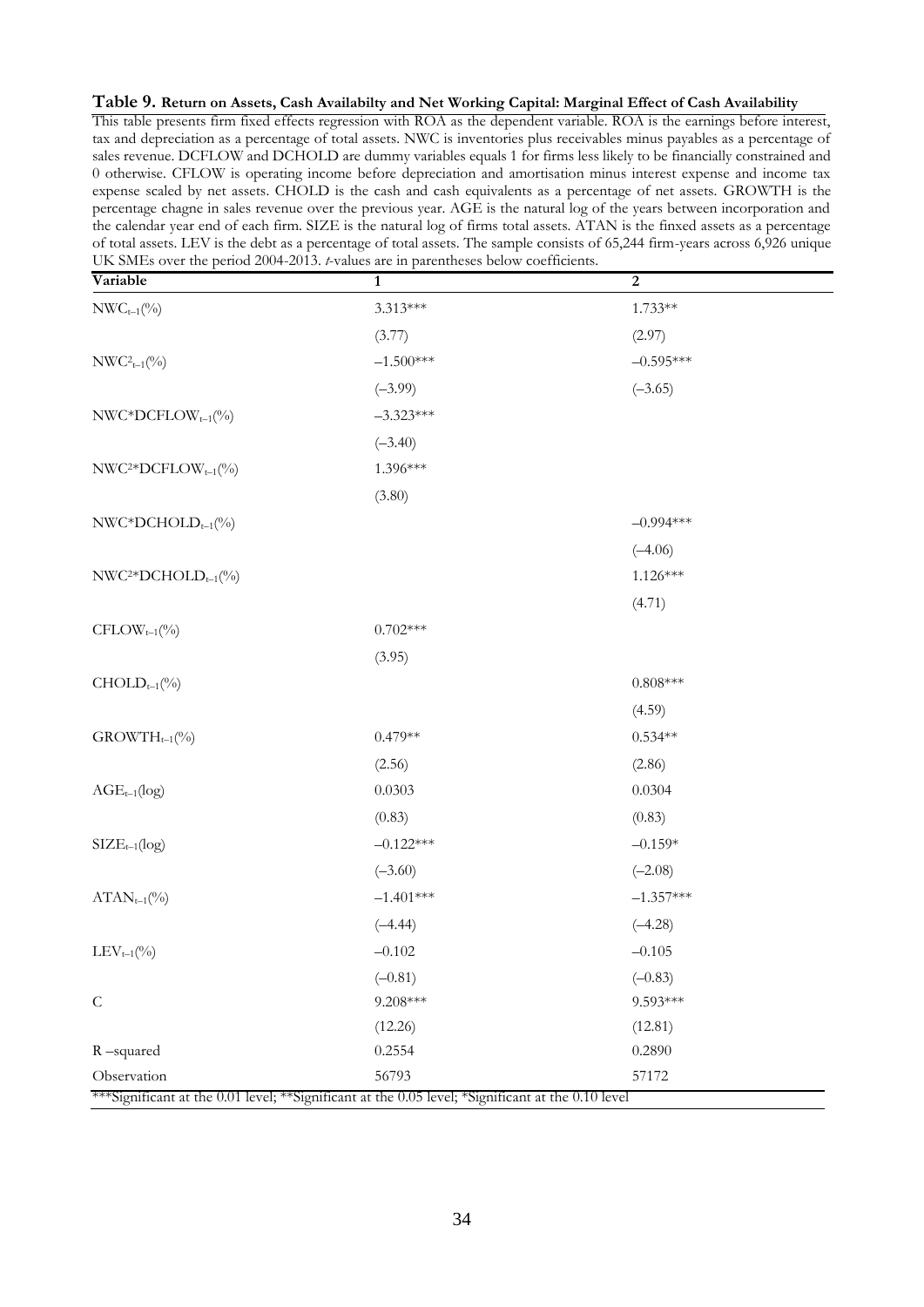**Table 9. Return on Assets, Cash Availabilty and Net Working Capital: Marginal Effect of Cash Availability**

This table presents firm fixed effects regression with ROA as the dependent variable. ROA is the earnings before interest, tax and depreciation as a percentage of total assets. NWC is inventories plus receivables minus payables as a percentage of sales revenue. DCFLOW and DCHOLD are dummy variables equals 1 for firms less likely to be financially constrained and 0 otherwise. CFLOW is operating income before depreciation and amortisation minus interest expense and income tax expense scaled by net assets. CHOLD is the cash and cash equivalents as a percentage of net assets. GROWTH is the percentage chagne in sales revenue over the previous year. AGE is the natural log of the years between incorporation and the calendar year end of each firm. SIZE is the natural log of firms total assets. ATAN is the finxed assets as a percentage of total assets. LEV is the debt as a percentage of total assets. The sample consists of 65,244 firm-years across 6,926 unique UK SMEs over the period 2004-2013. *t*-values are in parentheses below coefficients.

| Variable | 1 | 2 |
|---|---|---|
| $NWC_{t-1}$(%) | 3.313*** | 1.733** |
| | (3.77) | (2.97) |
| $NWC^{2}_{t-1}$(%) | –1.500*** | –0.595*** |
| | (–3.99) | (–3.65) |
| $NWC{*}DCFLOW_{t-1}$(%) | –3.323*** | |
| | (–3.40) | |
| $NWC^{2}{*}DCFLOW_{t-1}$(%) | 1.396*** | |
| | (3.80) | |
| $NWC{*}DCHOLD_{t-1}$(%) | | –0.994*** |
| | | (–4.06) |
| $NWC^{2}{*}DCHOLD_{t-1}$(%) | | 1.126*** |
| | | (4.71) |
| $CFLOW_{t-1}$(%) | 0.702*** | |
| | (3.95) | |
| $CHOLD_{t-1}$(%) | | 0.808*** |
| | | (4.59) |
| $GROWTH_{t-1}$(%) | 0.479** | 0.534** |
| | (2.56) | (2.86) |
| $AGE_{t-1}$(log) | 0.0303 | 0.0304 |
| | (0.83) | (0.83) |
| $SIZE_{t-1}$(log) | –0.122*** | –0.159* |
| | (–3.60) | (–2.08) |
| $ATAN_{t-1}$(%) | –1.401*** | –1.357*** |
| | (–4.44) | (–4.28) |
| $LEV_{t-1}$(%) | –0.102 | –0.105 |
| | (–0.81) | (–0.83) |
| C | 9.208*** | 9.593*** |
| | (12.26) | (12.81) |
| R –squared | 0.2554 | 0.2890 |
| Observation | 56793 | 57172 |

***Significant at the 0.01 level; **Significant at the 0.05 level; *Significant at the 0.10 level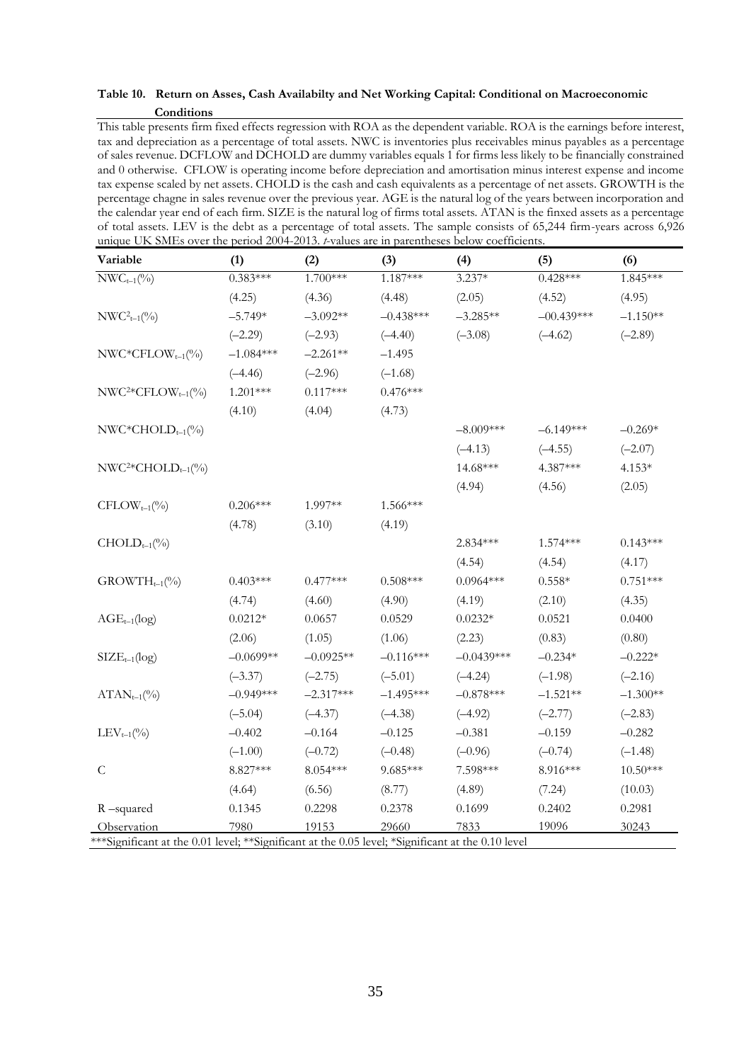**Table 10. Return on Asses, Cash Availabilty and Net Working Capital: Conditional on Macroeconomic Conditions**

This table presents firm fixed effects regression with ROA as the dependent variable. ROA is the earnings before interest, tax and depreciation as a percentage of total assets. NWC is inventories plus receivables minus payables as a percentage of sales revenue. DCFLOW and DCHOLD are dummy variables equals 1 for firms less likely to be financially constrained and 0 otherwise. CFLOW is operating income before depreciation and amortisation minus interest expense and income tax expense scaled by net assets. CHOLD is the cash and cash equivalents as a percentage of net assets. GROWTH is the percentage chagne in sales revenue over the previous year. AGE is the natural log of the years between incorporation and the calendar year end of each firm. SIZE is the natural log of firms total assets. ATAN is the finxed assets as a percentage of total assets. LEV is the debt as a percentage of total assets. The sample consists of 65,244 firm-years across 6,926 unique UK SMEs over the period 2004-2013. *t*-values are in parentheses below coefficients.

| Variable | (1) | (2) | (3) | (4) | (5) | (6) |
|---|---|---|---|---|---|---|
| $NWC_{t-1}$(%) | 0.383*** | 1.700*** | 1.187*** | 3.237* | 0.428*** | 1.845*** |
| | (4.25) | (4.36) | (4.48) | (2.05) | (4.52) | (4.95) |
| $NWC^2_{t-1}$(%) | –5.749* | –3.092** | –0.438*** | –3.285** | –00.439*** | –1.150** |
| | (–2.29) | (–2.93) | (–4.40) | (–3.08) | (–4.62) | (–2.89) |
| $NWC*CFLOW_{t-1}$(%) | –1.084*** | –2.261** | –1.495 | | | |
| | (–4.46) | (–2.96) | (–1.68) | | | |
| $NWC^2*CFLOW_{t-1}$(%) | 1.201*** | 0.117*** | 0.476*** | | | |
| | (4.10) | (4.04) | (4.73) | | | |
| $NWC*CHOLD_{t-1}$(%) | | | | –8.009*** | –6.149*** | –0.269* |
| | | | | (–4.13) | (–4.55) | (–2.07) |
| $NWC^2*CHOLD_{t-1}$(%) | | | | 14.68*** | 4.387*** | 4.153* |
| | | | | (4.94) | (4.56) | (2.05) |
| $CFLOW_{t-1}$(%) | 0.206*** | 1.997** | 1.566*** | | | |
| | (4.78) | (3.10) | (4.19) | | | |
| $CHOLD_{t-1}$(%) | | | | 2.834*** | 1.574*** | 0.143*** |
| | | | | (4.54) | (4.54) | (4.17) |
| $GROWTH_{t-1}$(%) | 0.403*** | 0.477*** | 0.508*** | 0.0964*** | 0.558* | 0.751*** |
| | (4.74) | (4.60) | (4.90) | (4.19) | (2.10) | (4.35) |
| $AGE_{t-1}$(log) | 0.0212* | 0.0657 | 0.0529 | 0.0232* | 0.0521 | 0.0400 |
| | (2.06) | (1.05) | (1.06) | (2.23) | (0.83) | (0.80) |
| $SIZE_{t-1}$(log) | –0.0699** | –0.0925** | –0.116*** | –0.0439*** | –0.234* | –0.222* |
| | (–3.37) | (–2.75) | (–5.01) | (–4.24) | (–1.98) | (–2.16) |
| $ATAN_{t-1}$(%) | –0.949*** | –2.317*** | –1.495*** | –0.878*** | –1.521** | –1.300** |
| | (–5.04) | (–4.37) | (–4.38) | (–4.92) | (–2.77) | (–2.83) |
| $LEV_{t-1}$(%) | –0.402 | –0.164 | –0.125 | –0.381 | –0.159 | –0.282 |
| | (–1.00) | (–0.72) | (–0.48) | (–0.96) | (–0.74) | (–1.48) |
| C | 8.827*** | 8.054*** | 9.685*** | 7.598*** | 8.916*** | 10.50*** |
| | (4.64) | (6.56) | (8.77) | (4.89) | (7.24) | (10.03) |
| R –squared | 0.1345 | 0.2298 | 0.2378 | 0.1699 | 0.2402 | 0.2981 |
| Observation | 7980 | 19153 | 29660 | 7833 | 19096 | 30243 |

***Significant at the 0.01 level; **Significant at the 0.05 level; *Significant at the 0.10 level